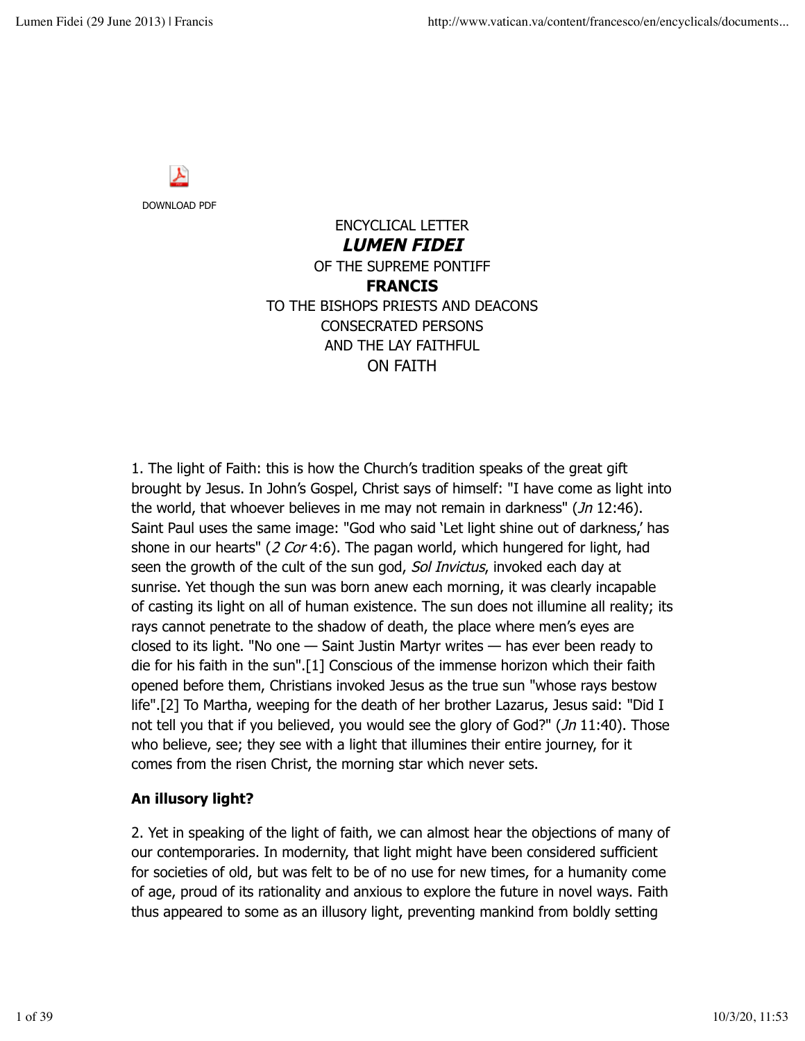DOWNLOAD PDF

ENCYCLICAL LETTER
***LUMEN FIDEI***
OF THE SUPREME PONTIFF
**FRANCIS**
TO THE BISHOPS PRIESTS AND DEACONS
CONSECRATED PERSONS
AND THE LAY FAITHFUL
ON FAITH

1. The light of Faith: this is how the Church's tradition speaks of the great gift brought by Jesus. In John's Gospel, Christ says of himself: "I have come as light into the world, that whoever believes in me may not remain in darkness" (*Jn* 12:46). Saint Paul uses the same image: "God who said 'Let light shine out of darkness,' has shone in our hearts" (*2 Cor* 4:6). The pagan world, which hungered for light, had seen the growth of the cult of the sun god, *Sol Invictus*, invoked each day at sunrise. Yet though the sun was born anew each morning, it was clearly incapable of casting its light on all of human existence. The sun does not illumine all reality; its rays cannot penetrate to the shadow of death, the place where men's eyes are closed to its light. "No one — Saint Justin Martyr writes — has ever been ready to die for his faith in the sun".[1] Conscious of the immense horizon which their faith opened before them, Christians invoked Jesus as the true sun "whose rays bestow life".[2] To Martha, weeping for the death of her brother Lazarus, Jesus said: "Did I not tell you that if you believed, you would see the glory of God?" (*Jn* 11:40). Those who believe, see; they see with a light that illumines their entire journey, for it comes from the risen Christ, the morning star which never sets.

### An illusory light?

2. Yet in speaking of the light of faith, we can almost hear the objections of many of our contemporaries. In modernity, that light might have been considered sufficient for societies of old, but was felt to be of no use for new times, for a humanity come of age, proud of its rationality and anxious to explore the future in novel ways. Faith thus appeared to some as an illusory light, preventing mankind from boldly setting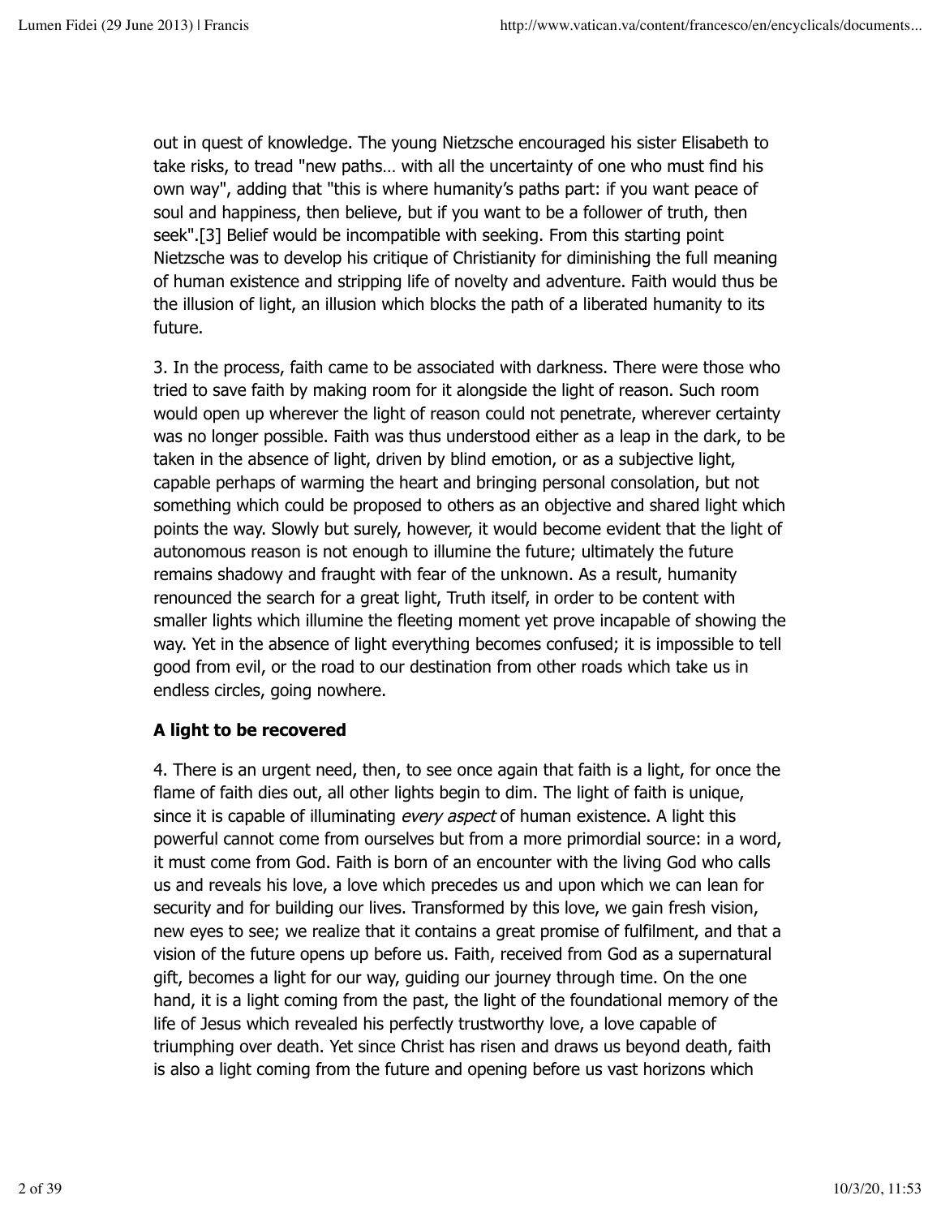out in quest of knowledge. The young Nietzsche encouraged his sister Elisabeth to take risks, to tread "new paths… with all the uncertainty of one who must find his own way", adding that "this is where humanity's paths part: if you want peace of soul and happiness, then believe, but if you want to be a follower of truth, then seek".[3] Belief would be incompatible with seeking. From this starting point Nietzsche was to develop his critique of Christianity for diminishing the full meaning of human existence and stripping life of novelty and adventure. Faith would thus be the illusion of light, an illusion which blocks the path of a liberated humanity to its future.

3. In the process, faith came to be associated with darkness. There were those who tried to save faith by making room for it alongside the light of reason. Such room would open up wherever the light of reason could not penetrate, wherever certainty was no longer possible. Faith was thus understood either as a leap in the dark, to be taken in the absence of light, driven by blind emotion, or as a subjective light, capable perhaps of warming the heart and bringing personal consolation, but not something which could be proposed to others as an objective and shared light which points the way. Slowly but surely, however, it would become evident that the light of autonomous reason is not enough to illumine the future; ultimately the future remains shadowy and fraught with fear of the unknown. As a result, humanity renounced the search for a great light, Truth itself, in order to be content with smaller lights which illumine the fleeting moment yet prove incapable of showing the way. Yet in the absence of light everything becomes confused; it is impossible to tell good from evil, or the road to our destination from other roads which take us in endless circles, going nowhere.

**A light to be recovered**

4. There is an urgent need, then, to see once again that faith is a light, for once the flame of faith dies out, all other lights begin to dim. The light of faith is unique, since it is capable of illuminating *every aspect* of human existence. A light this powerful cannot come from ourselves but from a more primordial source: in a word, it must come from God. Faith is born of an encounter with the living God who calls us and reveals his love, a love which precedes us and upon which we can lean for security and for building our lives. Transformed by this love, we gain fresh vision, new eyes to see; we realize that it contains a great promise of fulfilment, and that a vision of the future opens up before us. Faith, received from God as a supernatural gift, becomes a light for our way, guiding our journey through time. On the one hand, it is a light coming from the past, the light of the foundational memory of the life of Jesus which revealed his perfectly trustworthy love, a love capable of triumphing over death. Yet since Christ has risen and draws us beyond death, faith is also a light coming from the future and opening before us vast horizons which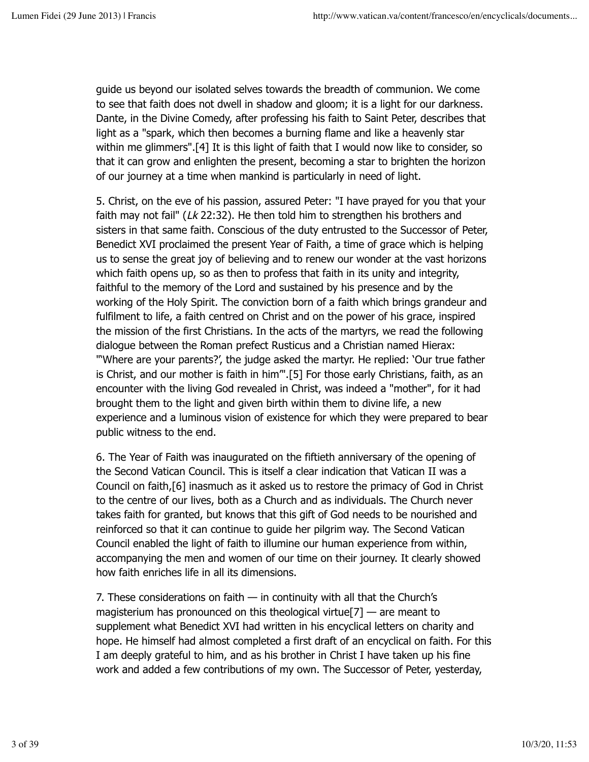guide us beyond our isolated selves towards the breadth of communion. We come to see that faith does not dwell in shadow and gloom; it is a light for our darkness. Dante, in the Divine Comedy, after professing his faith to Saint Peter, describes that light as a "spark, which then becomes a burning flame and like a heavenly star within me glimmers".[4] It is this light of faith that I would now like to consider, so that it can grow and enlighten the present, becoming a star to brighten the horizon of our journey at a time when mankind is particularly in need of light.

5. Christ, on the eve of his passion, assured Peter: "I have prayed for you that your faith may not fail" (*Lk* 22:32). He then told him to strengthen his brothers and sisters in that same faith. Conscious of the duty entrusted to the Successor of Peter, Benedict XVI proclaimed the present Year of Faith, a time of grace which is helping us to sense the great joy of believing and to renew our wonder at the vast horizons which faith opens up, so as then to profess that faith in its unity and integrity, faithful to the memory of the Lord and sustained by his presence and by the working of the Holy Spirit. The conviction born of a faith which brings grandeur and fulfilment to life, a faith centred on Christ and on the power of his grace, inspired the mission of the first Christians. In the acts of the martyrs, we read the following dialogue between the Roman prefect Rusticus and a Christian named Hierax: "'Where are your parents?', the judge asked the martyr. He replied: 'Our true father is Christ, and our mother is faith in him'".[5] For those early Christians, faith, as an encounter with the living God revealed in Christ, was indeed a "mother", for it had brought them to the light and given birth within them to divine life, a new experience and a luminous vision of existence for which they were prepared to bear public witness to the end.

6. The Year of Faith was inaugurated on the fiftieth anniversary of the opening of the Second Vatican Council. This is itself a clear indication that Vatican II was a Council on faith,[6] inasmuch as it asked us to restore the primacy of God in Christ to the centre of our lives, both as a Church and as individuals. The Church never takes faith for granted, but knows that this gift of God needs to be nourished and reinforced so that it can continue to guide her pilgrim way. The Second Vatican Council enabled the light of faith to illumine our human experience from within, accompanying the men and women of our time on their journey. It clearly showed how faith enriches life in all its dimensions.

7. These considerations on faith — in continuity with all that the Church's magisterium has pronounced on this theological virtue[7] — are meant to supplement what Benedict XVI had written in his encyclical letters on charity and hope. He himself had almost completed a first draft of an encyclical on faith. For this I am deeply grateful to him, and as his brother in Christ I have taken up his fine work and added a few contributions of my own. The Successor of Peter, yesterday,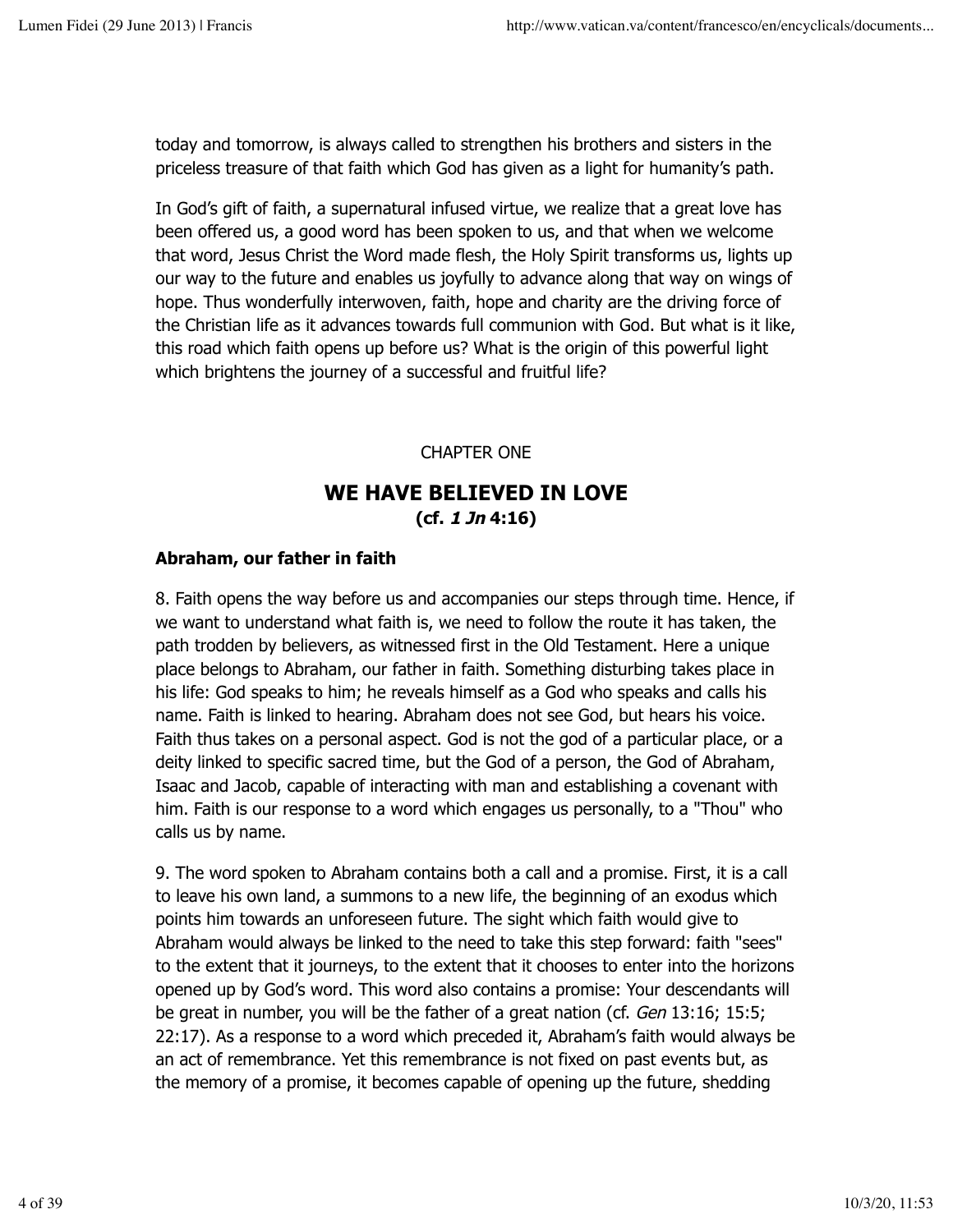today and tomorrow, is always called to strengthen his brothers and sisters in the priceless treasure of that faith which God has given as a light for humanity's path.

In God's gift of faith, a supernatural infused virtue, we realize that a great love has been offered us, a good word has been spoken to us, and that when we welcome that word, Jesus Christ the Word made flesh, the Holy Spirit transforms us, lights up our way to the future and enables us joyfully to advance along that way on wings of hope. Thus wonderfully interwoven, faith, hope and charity are the driving force of the Christian life as it advances towards full communion with God. But what is it like, this road which faith opens up before us? What is the origin of this powerful light which brightens the journey of a successful and fruitful life?

CHAPTER ONE

## WE HAVE BELIEVED IN LOVE
**(cf. *1 Jn* 4:16)**

### Abraham, our father in faith

8. Faith opens the way before us and accompanies our steps through time. Hence, if we want to understand what faith is, we need to follow the route it has taken, the path trodden by believers, as witnessed first in the Old Testament. Here a unique place belongs to Abraham, our father in faith. Something disturbing takes place in his life: God speaks to him; he reveals himself as a God who speaks and calls his name. Faith is linked to hearing. Abraham does not see God, but hears his voice. Faith thus takes on a personal aspect. God is not the god of a particular place, or a deity linked to specific sacred time, but the God of a person, the God of Abraham, Isaac and Jacob, capable of interacting with man and establishing a covenant with him. Faith is our response to a word which engages us personally, to a "Thou" who calls us by name.

9. The word spoken to Abraham contains both a call and a promise. First, it is a call to leave his own land, a summons to a new life, the beginning of an exodus which points him towards an unforeseen future. The sight which faith would give to Abraham would always be linked to the need to take this step forward: faith "sees" to the extent that it journeys, to the extent that it chooses to enter into the horizons opened up by God's word. This word also contains a promise: Your descendants will be great in number, you will be the father of a great nation (cf. *Gen* 13:16; 15:5; 22:17). As a response to a word which preceded it, Abraham's faith would always be an act of remembrance. Yet this remembrance is not fixed on past events but, as the memory of a promise, it becomes capable of opening up the future, shedding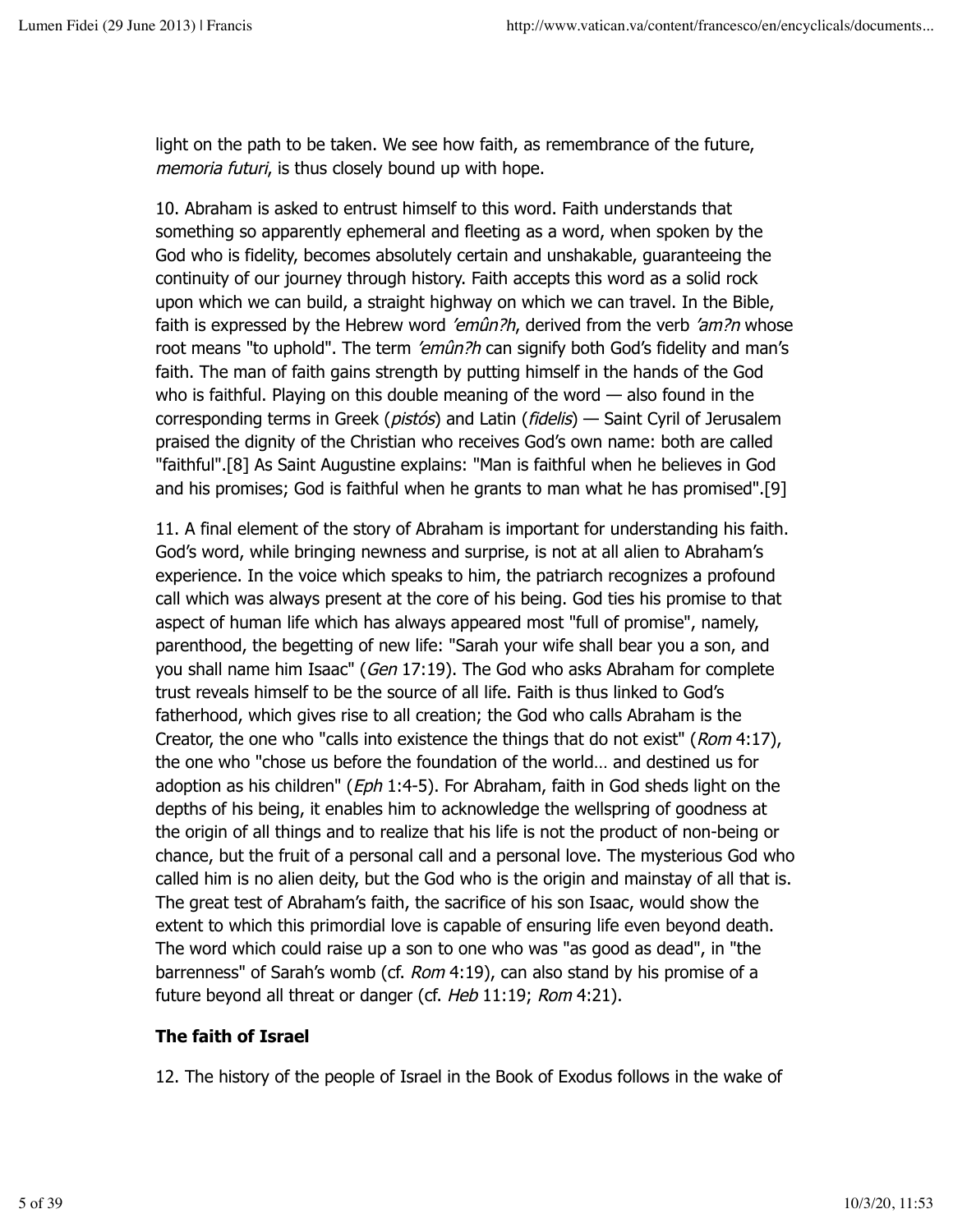light on the path to be taken. We see how faith, as remembrance of the future, *memoria futuri*, is thus closely bound up with hope.

10. Abraham is asked to entrust himself to this word. Faith understands that something so apparently ephemeral and fleeting as a word, when spoken by the God who is fidelity, becomes absolutely certain and unshakable, guaranteeing the continuity of our journey through history. Faith accepts this word as a solid rock upon which we can build, a straight highway on which we can travel. In the Bible, faith is expressed by the Hebrew word *'emûn?h*, derived from the verb *'am?n* whose root means "to uphold". The term *'emûn?h* can signify both God's fidelity and man's faith. The man of faith gains strength by putting himself in the hands of the God who is faithful. Playing on this double meaning of the word — also found in the corresponding terms in Greek (*pistós*) and Latin (*fidelis*) — Saint Cyril of Jerusalem praised the dignity of the Christian who receives God's own name: both are called "faithful".[8] As Saint Augustine explains: "Man is faithful when he believes in God and his promises; God is faithful when he grants to man what he has promised".[9]

11. A final element of the story of Abraham is important for understanding his faith. God's word, while bringing newness and surprise, is not at all alien to Abraham's experience. In the voice which speaks to him, the patriarch recognizes a profound call which was always present at the core of his being. God ties his promise to that aspect of human life which has always appeared most "full of promise", namely, parenthood, the begetting of new life: "Sarah your wife shall bear you a son, and you shall name him Isaac" (*Gen* 17:19). The God who asks Abraham for complete trust reveals himself to be the source of all life. Faith is thus linked to God's fatherhood, which gives rise to all creation; the God who calls Abraham is the Creator, the one who "calls into existence the things that do not exist" (*Rom* 4:17), the one who "chose us before the foundation of the world… and destined us for adoption as his children" (*Eph* 1:4-5). For Abraham, faith in God sheds light on the depths of his being, it enables him to acknowledge the wellspring of goodness at the origin of all things and to realize that his life is not the product of non-being or chance, but the fruit of a personal call and a personal love. The mysterious God who called him is no alien deity, but the God who is the origin and mainstay of all that is. The great test of Abraham's faith, the sacrifice of his son Isaac, would show the extent to which this primordial love is capable of ensuring life even beyond death. The word which could raise up a son to one who was "as good as dead", in "the barrenness" of Sarah's womb (cf. *Rom* 4:19), can also stand by his promise of a future beyond all threat or danger (cf. *Heb* 11:19; *Rom* 4:21).

**The faith of Israel**

12. The history of the people of Israel in the Book of Exodus follows in the wake of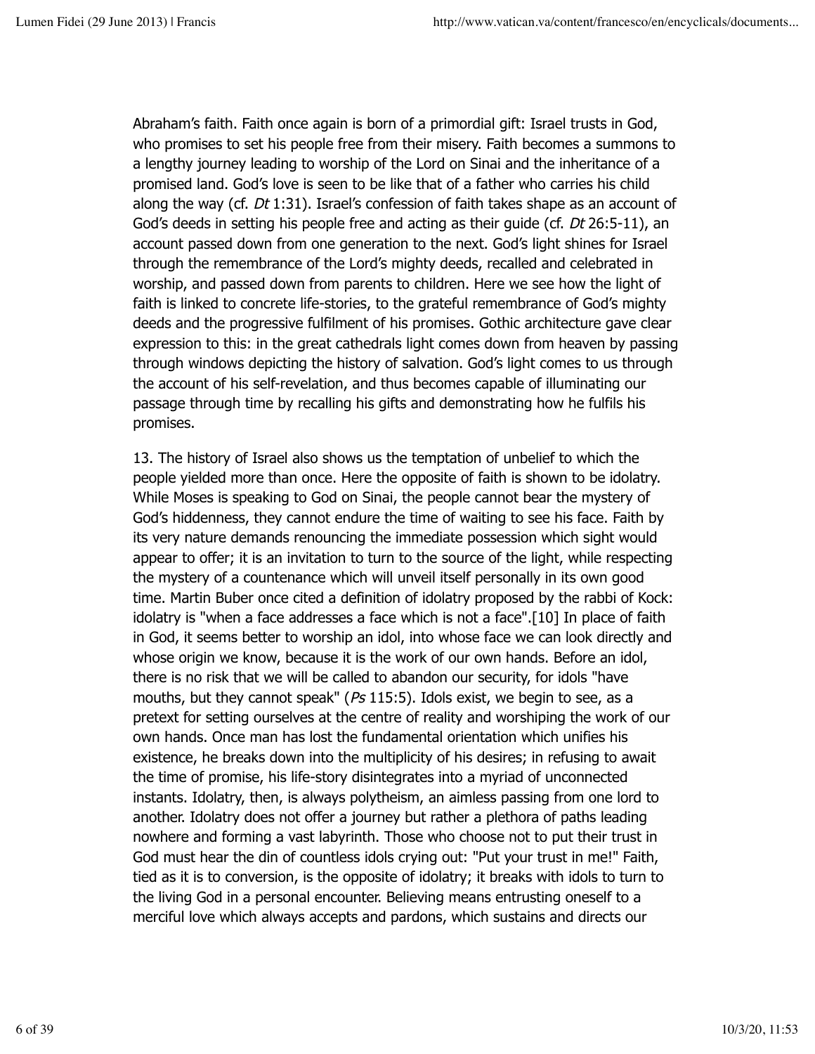Abraham's faith. Faith once again is born of a primordial gift: Israel trusts in God, who promises to set his people free from their misery. Faith becomes a summons to a lengthy journey leading to worship of the Lord on Sinai and the inheritance of a promised land. God's love is seen to be like that of a father who carries his child along the way (cf. *Dt* 1:31). Israel's confession of faith takes shape as an account of God's deeds in setting his people free and acting as their guide (cf. *Dt* 26:5-11), an account passed down from one generation to the next. God's light shines for Israel through the remembrance of the Lord's mighty deeds, recalled and celebrated in worship, and passed down from parents to children. Here we see how the light of faith is linked to concrete life-stories, to the grateful remembrance of God's mighty deeds and the progressive fulfilment of his promises. Gothic architecture gave clear expression to this: in the great cathedrals light comes down from heaven by passing through windows depicting the history of salvation. God's light comes to us through the account of his self-revelation, and thus becomes capable of illuminating our passage through time by recalling his gifts and demonstrating how he fulfils his promises.

13. The history of Israel also shows us the temptation of unbelief to which the people yielded more than once. Here the opposite of faith is shown to be idolatry. While Moses is speaking to God on Sinai, the people cannot bear the mystery of God's hiddenness, they cannot endure the time of waiting to see his face. Faith by its very nature demands renouncing the immediate possession which sight would appear to offer; it is an invitation to turn to the source of the light, while respecting the mystery of a countenance which will unveil itself personally in its own good time. Martin Buber once cited a definition of idolatry proposed by the rabbi of Kock: idolatry is "when a face addresses a face which is not a face".[10] In place of faith in God, it seems better to worship an idol, into whose face we can look directly and whose origin we know, because it is the work of our own hands. Before an idol, there is no risk that we will be called to abandon our security, for idols "have mouths, but they cannot speak" (*Ps* 115:5). Idols exist, we begin to see, as a pretext for setting ourselves at the centre of reality and worshiping the work of our own hands. Once man has lost the fundamental orientation which unifies his existence, he breaks down into the multiplicity of his desires; in refusing to await the time of promise, his life-story disintegrates into a myriad of unconnected instants. Idolatry, then, is always polytheism, an aimless passing from one lord to another. Idolatry does not offer a journey but rather a plethora of paths leading nowhere and forming a vast labyrinth. Those who choose not to put their trust in God must hear the din of countless idols crying out: "Put your trust in me!" Faith, tied as it is to conversion, is the opposite of idolatry; it breaks with idols to turn to the living God in a personal encounter. Believing means entrusting oneself to a merciful love which always accepts and pardons, which sustains and directs our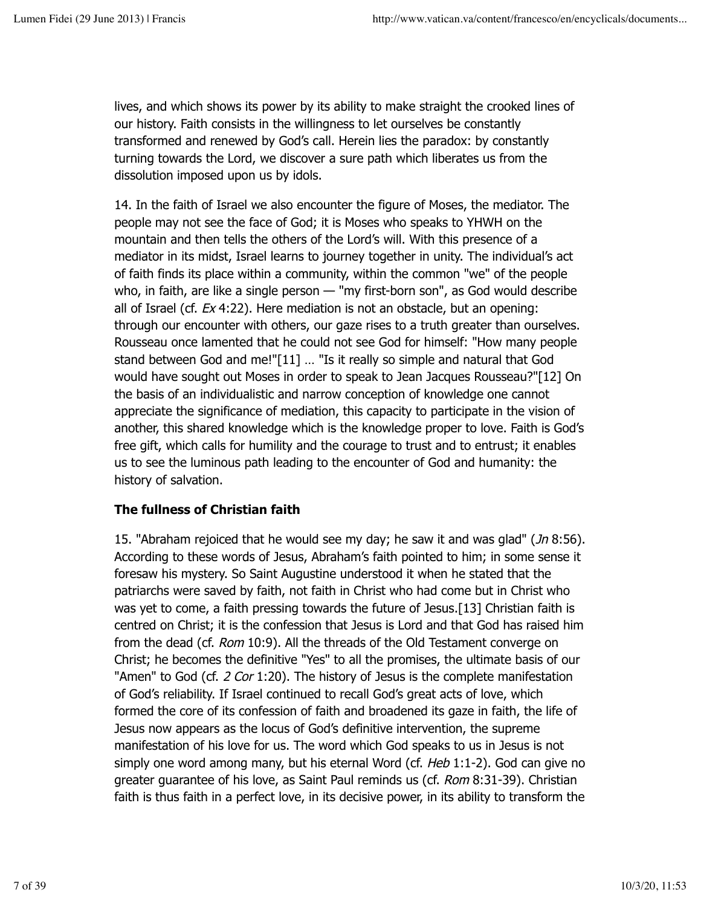lives, and which shows its power by its ability to make straight the crooked lines of our history. Faith consists in the willingness to let ourselves be constantly transformed and renewed by God's call. Herein lies the paradox: by constantly turning towards the Lord, we discover a sure path which liberates us from the dissolution imposed upon us by idols.

14. In the faith of Israel we also encounter the figure of Moses, the mediator. The people may not see the face of God; it is Moses who speaks to YHWH on the mountain and then tells the others of the Lord's will. With this presence of a mediator in its midst, Israel learns to journey together in unity. The individual's act of faith finds its place within a community, within the common "we" of the people who, in faith, are like a single person — "my first-born son", as God would describe all of Israel (cf. *Ex* 4:22). Here mediation is not an obstacle, but an opening: through our encounter with others, our gaze rises to a truth greater than ourselves. Rousseau once lamented that he could not see God for himself: "How many people stand between God and me!"[11] … "Is it really so simple and natural that God would have sought out Moses in order to speak to Jean Jacques Rousseau?"[12] On the basis of an individualistic and narrow conception of knowledge one cannot appreciate the significance of mediation, this capacity to participate in the vision of another, this shared knowledge which is the knowledge proper to love. Faith is God's free gift, which calls for humility and the courage to trust and to entrust; it enables us to see the luminous path leading to the encounter of God and humanity: the history of salvation.

**The fullness of Christian faith**

15. "Abraham rejoiced that he would see my day; he saw it and was glad" (*Jn* 8:56). According to these words of Jesus, Abraham's faith pointed to him; in some sense it foresaw his mystery. So Saint Augustine understood it when he stated that the patriarchs were saved by faith, not faith in Christ who had come but in Christ who was yet to come, a faith pressing towards the future of Jesus.[13] Christian faith is centred on Christ; it is the confession that Jesus is Lord and that God has raised him from the dead (cf. *Rom* 10:9). All the threads of the Old Testament converge on Christ; he becomes the definitive "Yes" to all the promises, the ultimate basis of our "Amen" to God (cf. *2 Cor* 1:20). The history of Jesus is the complete manifestation of God's reliability. If Israel continued to recall God's great acts of love, which formed the core of its confession of faith and broadened its gaze in faith, the life of Jesus now appears as the locus of God's definitive intervention, the supreme manifestation of his love for us. The word which God speaks to us in Jesus is not simply one word among many, but his eternal Word (cf. *Heb* 1:1-2). God can give no greater guarantee of his love, as Saint Paul reminds us (cf. *Rom* 8:31-39). Christian faith is thus faith in a perfect love, in its decisive power, in its ability to transform the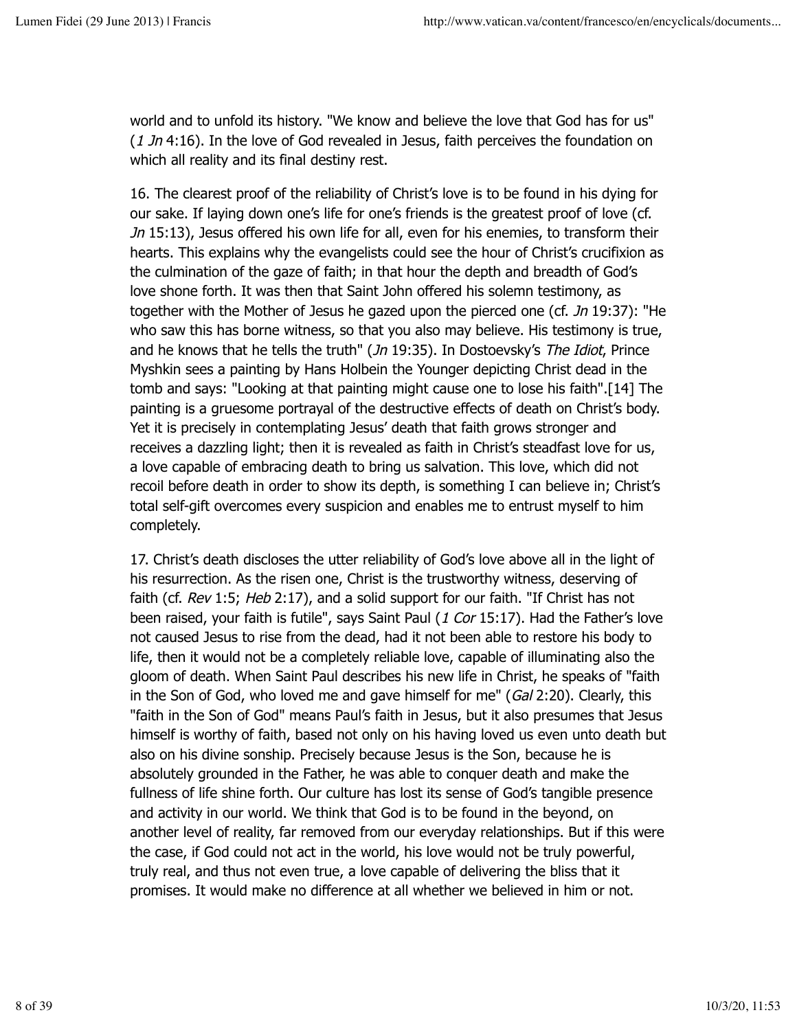world and to unfold its history. "We know and believe the love that God has for us" (*1 Jn* 4:16). In the love of God revealed in Jesus, faith perceives the foundation on which all reality and its final destiny rest.

16. The clearest proof of the reliability of Christ's love is to be found in his dying for our sake. If laying down one's life for one's friends is the greatest proof of love (cf. *Jn* 15:13), Jesus offered his own life for all, even for his enemies, to transform their hearts. This explains why the evangelists could see the hour of Christ's crucifixion as the culmination of the gaze of faith; in that hour the depth and breadth of God's love shone forth. It was then that Saint John offered his solemn testimony, as together with the Mother of Jesus he gazed upon the pierced one (cf. *Jn* 19:37): "He who saw this has borne witness, so that you also may believe. His testimony is true, and he knows that he tells the truth" (*Jn* 19:35). In Dostoevsky's *The Idiot*, Prince Myshkin sees a painting by Hans Holbein the Younger depicting Christ dead in the tomb and says: "Looking at that painting might cause one to lose his faith".[14] The painting is a gruesome portrayal of the destructive effects of death on Christ's body. Yet it is precisely in contemplating Jesus' death that faith grows stronger and receives a dazzling light; then it is revealed as faith in Christ's steadfast love for us, a love capable of embracing death to bring us salvation. This love, which did not recoil before death in order to show its depth, is something I can believe in; Christ's total self-gift overcomes every suspicion and enables me to entrust myself to him completely.

17. Christ's death discloses the utter reliability of God's love above all in the light of his resurrection. As the risen one, Christ is the trustworthy witness, deserving of faith (cf. *Rev* 1:5; *Heb* 2:17), and a solid support for our faith. "If Christ has not been raised, your faith is futile", says Saint Paul (*1 Cor* 15:17). Had the Father's love not caused Jesus to rise from the dead, had it not been able to restore his body to life, then it would not be a completely reliable love, capable of illuminating also the gloom of death. When Saint Paul describes his new life in Christ, he speaks of "faith in the Son of God, who loved me and gave himself for me" (*Gal* 2:20). Clearly, this "faith in the Son of God" means Paul's faith in Jesus, but it also presumes that Jesus himself is worthy of faith, based not only on his having loved us even unto death but also on his divine sonship. Precisely because Jesus is the Son, because he is absolutely grounded in the Father, he was able to conquer death and make the fullness of life shine forth. Our culture has lost its sense of God's tangible presence and activity in our world. We think that God is to be found in the beyond, on another level of reality, far removed from our everyday relationships. But if this were the case, if God could not act in the world, his love would not be truly powerful, truly real, and thus not even true, a love capable of delivering the bliss that it promises. It would make no difference at all whether we believed in him or not.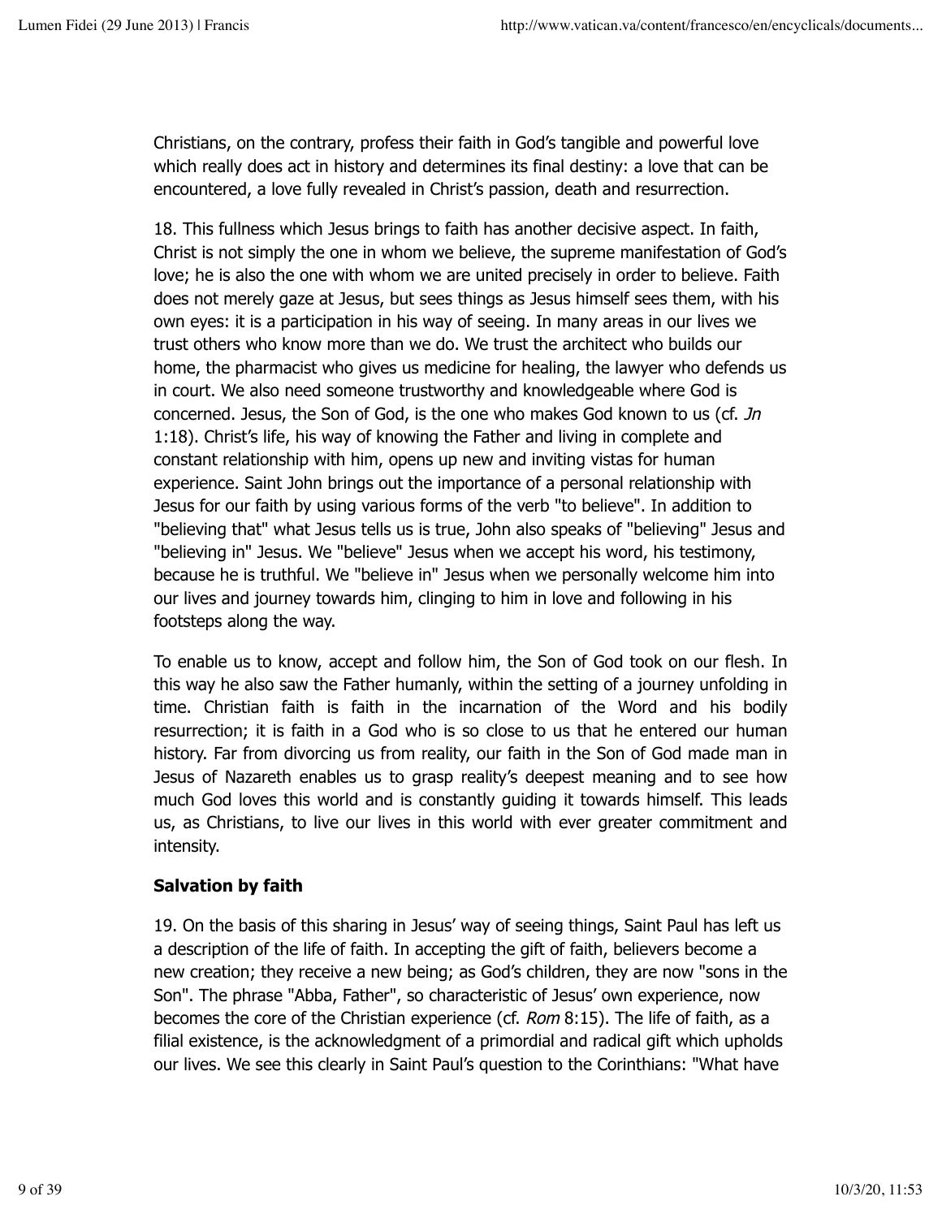Christians, on the contrary, profess their faith in God's tangible and powerful love which really does act in history and determines its final destiny: a love that can be encountered, a love fully revealed in Christ's passion, death and resurrection.

18. This fullness which Jesus brings to faith has another decisive aspect. In faith, Christ is not simply the one in whom we believe, the supreme manifestation of God's love; he is also the one with whom we are united precisely in order to believe. Faith does not merely gaze at Jesus, but sees things as Jesus himself sees them, with his own eyes: it is a participation in his way of seeing. In many areas in our lives we trust others who know more than we do. We trust the architect who builds our home, the pharmacist who gives us medicine for healing, the lawyer who defends us in court. We also need someone trustworthy and knowledgeable where God is concerned. Jesus, the Son of God, is the one who makes God known to us (cf. *Jn* 1:18). Christ's life, his way of knowing the Father and living in complete and constant relationship with him, opens up new and inviting vistas for human experience. Saint John brings out the importance of a personal relationship with Jesus for our faith by using various forms of the verb "to believe". In addition to "believing that" what Jesus tells us is true, John also speaks of "believing" Jesus and "believing in" Jesus. We "believe" Jesus when we accept his word, his testimony, because he is truthful. We "believe in" Jesus when we personally welcome him into our lives and journey towards him, clinging to him in love and following in his footsteps along the way.

To enable us to know, accept and follow him, the Son of God took on our flesh. In this way he also saw the Father humanly, within the setting of a journey unfolding in time. Christian faith is faith in the incarnation of the Word and his bodily resurrection; it is faith in a God who is so close to us that he entered our human history. Far from divorcing us from reality, our faith in the Son of God made man in Jesus of Nazareth enables us to grasp reality's deepest meaning and to see how much God loves this world and is constantly guiding it towards himself. This leads us, as Christians, to live our lives in this world with ever greater commitment and intensity.

**Salvation by faith**

19. On the basis of this sharing in Jesus' way of seeing things, Saint Paul has left us a description of the life of faith. In accepting the gift of faith, believers become a new creation; they receive a new being; as God's children, they are now "sons in the Son". The phrase "Abba, Father", so characteristic of Jesus' own experience, now becomes the core of the Christian experience (cf. *Rom* 8:15). The life of faith, as a filial existence, is the acknowledgment of a primordial and radical gift which upholds our lives. We see this clearly in Saint Paul's question to the Corinthians: "What have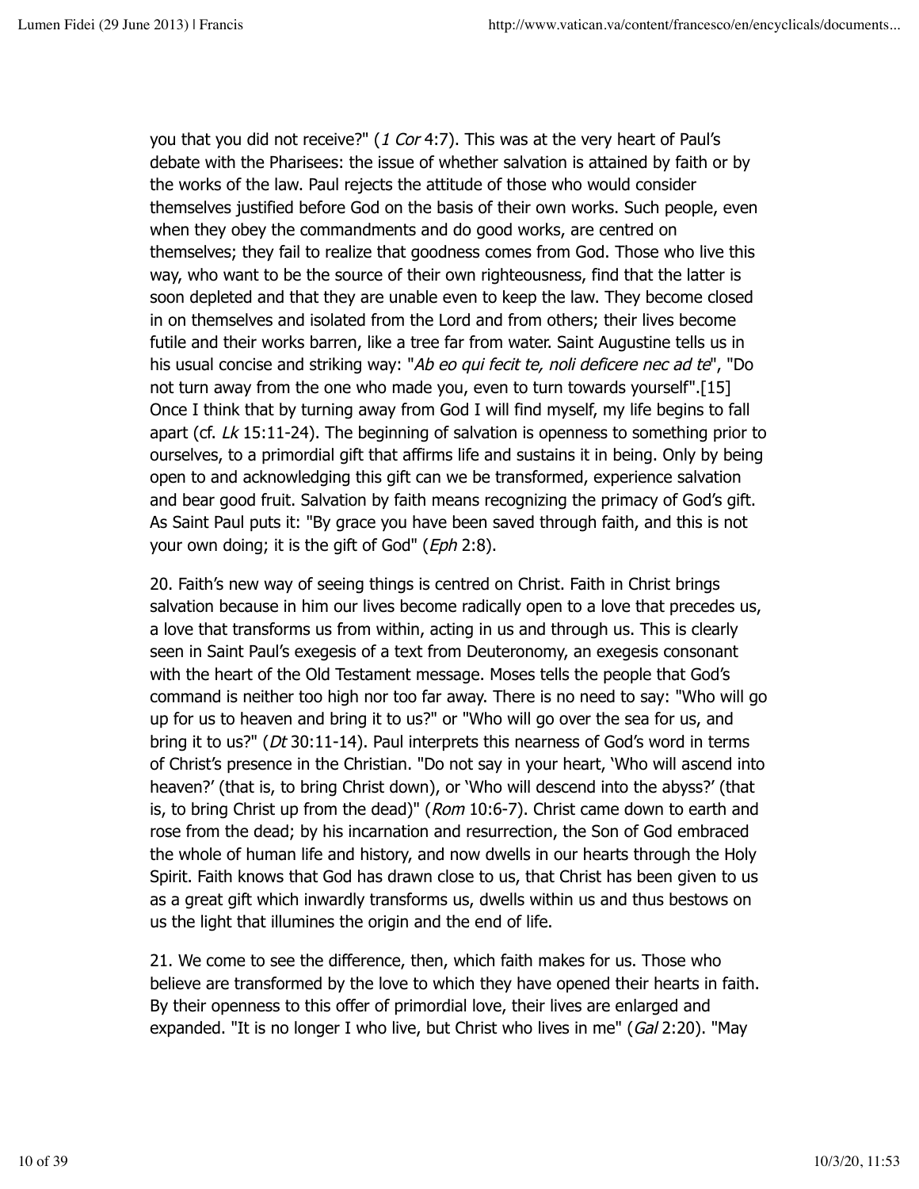you that you did not receive?" (*1 Cor* 4:7). This was at the very heart of Paul's debate with the Pharisees: the issue of whether salvation is attained by faith or by the works of the law. Paul rejects the attitude of those who would consider themselves justified before God on the basis of their own works. Such people, even when they obey the commandments and do good works, are centred on themselves; they fail to realize that goodness comes from God. Those who live this way, who want to be the source of their own righteousness, find that the latter is soon depleted and that they are unable even to keep the law. They become closed in on themselves and isolated from the Lord and from others; their lives become futile and their works barren, like a tree far from water. Saint Augustine tells us in his usual concise and striking way: "*Ab eo qui fecit te, noli deficere nec ad te*", "Do not turn away from the one who made you, even to turn towards yourself".[15] Once I think that by turning away from God I will find myself, my life begins to fall apart (cf. *Lk* 15:11-24). The beginning of salvation is openness to something prior to ourselves, to a primordial gift that affirms life and sustains it in being. Only by being open to and acknowledging this gift can we be transformed, experience salvation and bear good fruit. Salvation by faith means recognizing the primacy of God's gift. As Saint Paul puts it: "By grace you have been saved through faith, and this is not your own doing; it is the gift of God" (*Eph* 2:8).

20. Faith's new way of seeing things is centred on Christ. Faith in Christ brings salvation because in him our lives become radically open to a love that precedes us, a love that transforms us from within, acting in us and through us. This is clearly seen in Saint Paul's exegesis of a text from Deuteronomy, an exegesis consonant with the heart of the Old Testament message. Moses tells the people that God's command is neither too high nor too far away. There is no need to say: "Who will go up for us to heaven and bring it to us?" or "Who will go over the sea for us, and bring it to us?" (*Dt* 30:11-14). Paul interprets this nearness of God's word in terms of Christ's presence in the Christian. "Do not say in your heart, 'Who will ascend into heaven?' (that is, to bring Christ down), or 'Who will descend into the abyss?' (that is, to bring Christ up from the dead)" (*Rom* 10:6-7). Christ came down to earth and rose from the dead; by his incarnation and resurrection, the Son of God embraced the whole of human life and history, and now dwells in our hearts through the Holy Spirit. Faith knows that God has drawn close to us, that Christ has been given to us as a great gift which inwardly transforms us, dwells within us and thus bestows on us the light that illumines the origin and the end of life.

21. We come to see the difference, then, which faith makes for us. Those who believe are transformed by the love to which they have opened their hearts in faith. By their openness to this offer of primordial love, their lives are enlarged and expanded. "It is no longer I who live, but Christ who lives in me" (*Gal* 2:20). "May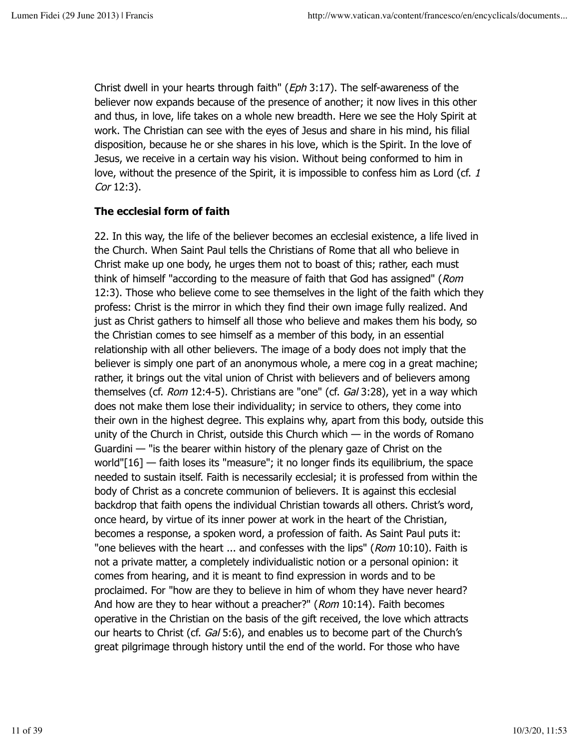Christ dwell in your hearts through faith" (*Eph* 3:17). The self-awareness of the believer now expands because of the presence of another; it now lives in this other and thus, in love, life takes on a whole new breadth. Here we see the Holy Spirit at work. The Christian can see with the eyes of Jesus and share in his mind, his filial disposition, because he or she shares in his love, which is the Spirit. In the love of Jesus, we receive in a certain way his vision. Without being conformed to him in love, without the presence of the Spirit, it is impossible to confess him as Lord (cf. *1 Cor* 12:3).

## The ecclesial form of faith

22. In this way, the life of the believer becomes an ecclesial existence, a life lived in the Church. When Saint Paul tells the Christians of Rome that all who believe in Christ make up one body, he urges them not to boast of this; rather, each must think of himself "according to the measure of faith that God has assigned" (*Rom* 12:3). Those who believe come to see themselves in the light of the faith which they profess: Christ is the mirror in which they find their own image fully realized. And just as Christ gathers to himself all those who believe and makes them his body, so the Christian comes to see himself as a member of this body, in an essential relationship with all other believers. The image of a body does not imply that the believer is simply one part of an anonymous whole, a mere cog in a great machine; rather, it brings out the vital union of Christ with believers and of believers among themselves (cf. *Rom* 12:4-5). Christians are "one" (cf. *Gal* 3:28), yet in a way which does not make them lose their individuality; in service to others, they come into their own in the highest degree. This explains why, apart from this body, outside this unity of the Church in Christ, outside this Church which — in the words of Romano Guardini — "is the bearer within history of the plenary gaze of Christ on the world"[16] — faith loses its "measure"; it no longer finds its equilibrium, the space needed to sustain itself. Faith is necessarily ecclesial; it is professed from within the body of Christ as a concrete communion of believers. It is against this ecclesial backdrop that faith opens the individual Christian towards all others. Christ's word, once heard, by virtue of its inner power at work in the heart of the Christian, becomes a response, a spoken word, a profession of faith. As Saint Paul puts it: "one believes with the heart ... and confesses with the lips" (*Rom* 10:10). Faith is not a private matter, a completely individualistic notion or a personal opinion: it comes from hearing, and it is meant to find expression in words and to be proclaimed. For "how are they to believe in him of whom they have never heard? And how are they to hear without a preacher?" (*Rom* 10:14). Faith becomes operative in the Christian on the basis of the gift received, the love which attracts our hearts to Christ (cf. *Gal* 5:6), and enables us to become part of the Church's great pilgrimage through history until the end of the world. For those who have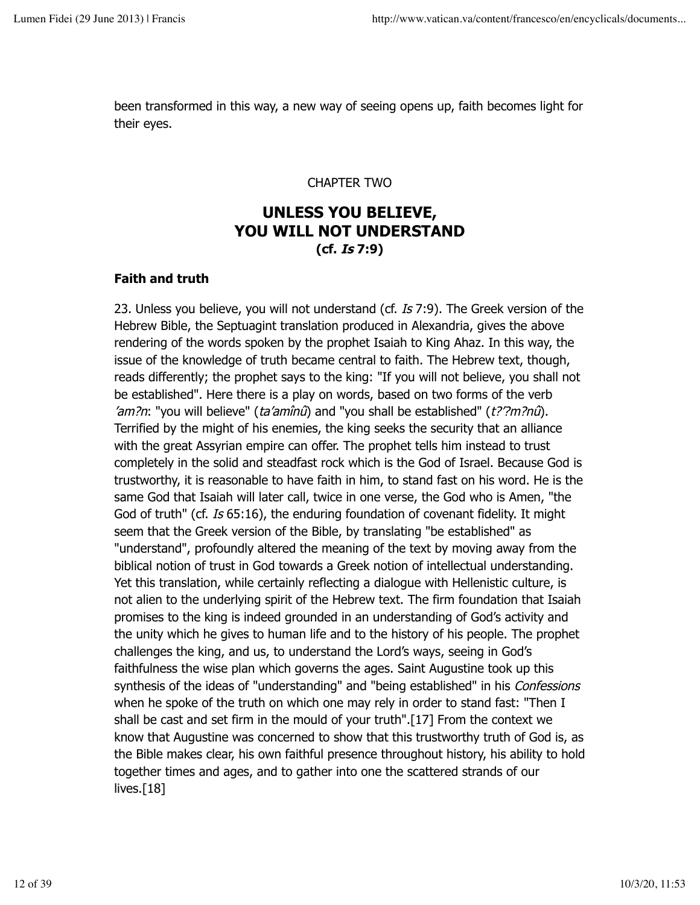been transformed in this way, a new way of seeing opens up, faith becomes light for their eyes.

CHAPTER TWO

## UNLESS YOU BELIEVE, YOU WILL NOT UNDERSTAND (cf. *Is* 7:9)

### Faith and truth

23. Unless you believe, you will not understand (cf. *Is* 7:9). The Greek version of the Hebrew Bible, the Septuagint translation produced in Alexandria, gives the above rendering of the words spoken by the prophet Isaiah to King Ahaz. In this way, the issue of the knowledge of truth became central to faith. The Hebrew text, though, reads differently; the prophet says to the king: "If you will not believe, you shall not be established". Here there is a play on words, based on two forms of the verb *'am?n*: "you will believe" (*ta'amînû*) and "you shall be established" (*t?'?m?nû*). Terrified by the might of his enemies, the king seeks the security that an alliance with the great Assyrian empire can offer. The prophet tells him instead to trust completely in the solid and steadfast rock which is the God of Israel. Because God is trustworthy, it is reasonable to have faith in him, to stand fast on his word. He is the same God that Isaiah will later call, twice in one verse, the God who is Amen, "the God of truth" (cf. *Is* 65:16), the enduring foundation of covenant fidelity. It might seem that the Greek version of the Bible, by translating "be established" as "understand", profoundly altered the meaning of the text by moving away from the biblical notion of trust in God towards a Greek notion of intellectual understanding. Yet this translation, while certainly reflecting a dialogue with Hellenistic culture, is not alien to the underlying spirit of the Hebrew text. The firm foundation that Isaiah promises to the king is indeed grounded in an understanding of God's activity and the unity which he gives to human life and to the history of his people. The prophet challenges the king, and us, to understand the Lord's ways, seeing in God's faithfulness the wise plan which governs the ages. Saint Augustine took up this synthesis of the ideas of "understanding" and "being established" in his *Confessions* when he spoke of the truth on which one may rely in order to stand fast: "Then I shall be cast and set firm in the mould of your truth".[17] From the context we know that Augustine was concerned to show that this trustworthy truth of God is, as the Bible makes clear, his own faithful presence throughout history, his ability to hold together times and ages, and to gather into one the scattered strands of our lives.[18]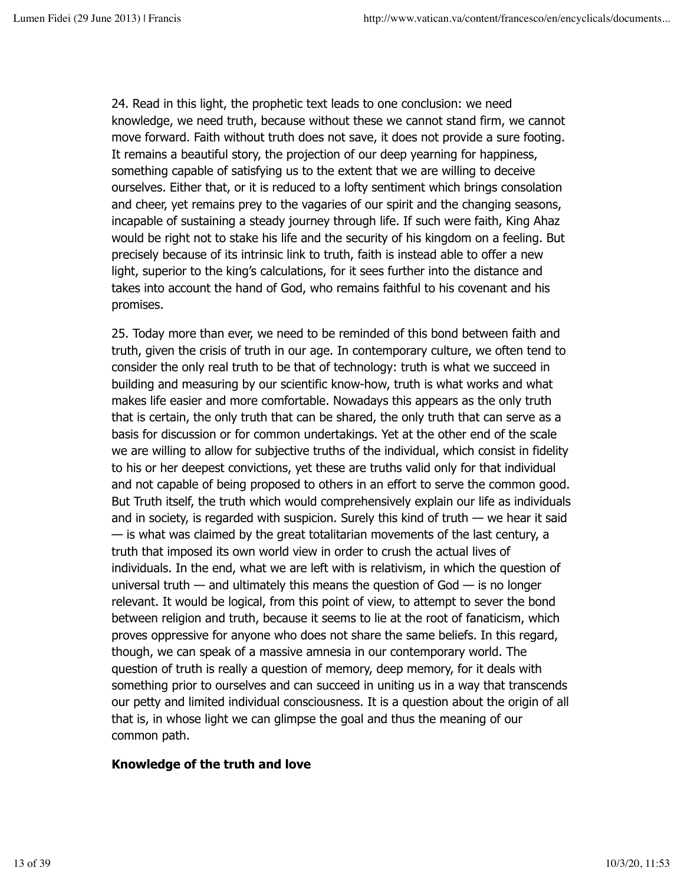24. Read in this light, the prophetic text leads to one conclusion: we need knowledge, we need truth, because without these we cannot stand firm, we cannot move forward. Faith without truth does not save, it does not provide a sure footing. It remains a beautiful story, the projection of our deep yearning for happiness, something capable of satisfying us to the extent that we are willing to deceive ourselves. Either that, or it is reduced to a lofty sentiment which brings consolation and cheer, yet remains prey to the vagaries of our spirit and the changing seasons, incapable of sustaining a steady journey through life. If such were faith, King Ahaz would be right not to stake his life and the security of his kingdom on a feeling. But precisely because of its intrinsic link to truth, faith is instead able to offer a new light, superior to the king's calculations, for it sees further into the distance and takes into account the hand of God, who remains faithful to his covenant and his promises.

25. Today more than ever, we need to be reminded of this bond between faith and truth, given the crisis of truth in our age. In contemporary culture, we often tend to consider the only real truth to be that of technology: truth is what we succeed in building and measuring by our scientific know-how, truth is what works and what makes life easier and more comfortable. Nowadays this appears as the only truth that is certain, the only truth that can be shared, the only truth that can serve as a basis for discussion or for common undertakings. Yet at the other end of the scale we are willing to allow for subjective truths of the individual, which consist in fidelity to his or her deepest convictions, yet these are truths valid only for that individual and not capable of being proposed to others in an effort to serve the common good. But Truth itself, the truth which would comprehensively explain our life as individuals and in society, is regarded with suspicion. Surely this kind of truth — we hear it said — is what was claimed by the great totalitarian movements of the last century, a truth that imposed its own world view in order to crush the actual lives of individuals. In the end, what we are left with is relativism, in which the question of universal truth — and ultimately this means the question of God — is no longer relevant. It would be logical, from this point of view, to attempt to sever the bond between religion and truth, because it seems to lie at the root of fanaticism, which proves oppressive for anyone who does not share the same beliefs. In this regard, though, we can speak of a massive amnesia in our contemporary world. The question of truth is really a question of memory, deep memory, for it deals with something prior to ourselves and can succeed in uniting us in a way that transcends our petty and limited individual consciousness. It is a question about the origin of all that is, in whose light we can glimpse the goal and thus the meaning of our common path.

### Knowledge of the truth and love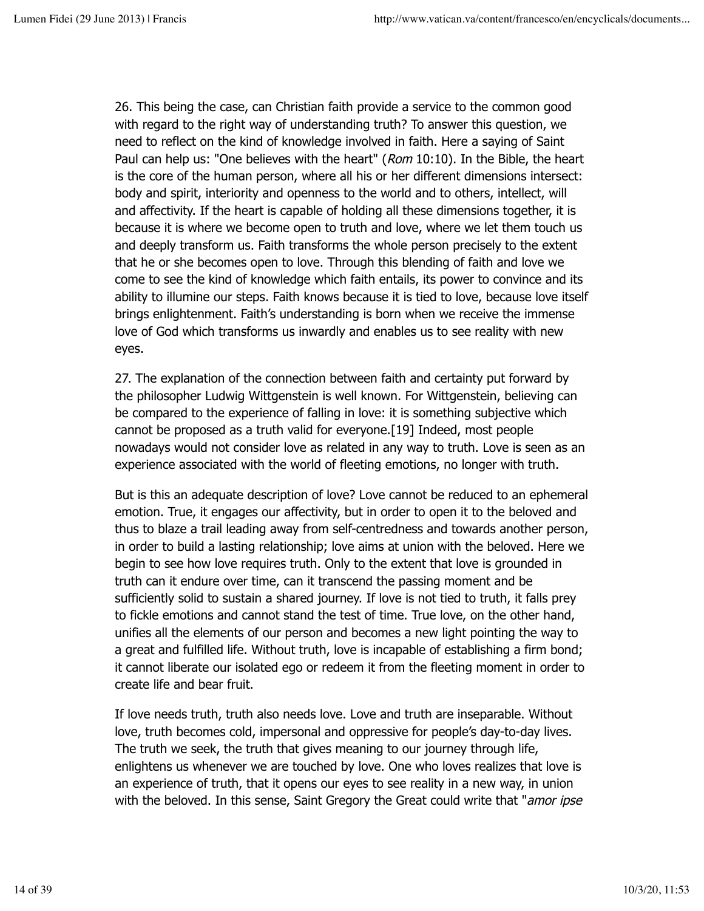26. This being the case, can Christian faith provide a service to the common good with regard to the right way of understanding truth? To answer this question, we need to reflect on the kind of knowledge involved in faith. Here a saying of Saint Paul can help us: "One believes with the heart" (*Rom* 10:10). In the Bible, the heart is the core of the human person, where all his or her different dimensions intersect: body and spirit, interiority and openness to the world and to others, intellect, will and affectivity. If the heart is capable of holding all these dimensions together, it is because it is where we become open to truth and love, where we let them touch us and deeply transform us. Faith transforms the whole person precisely to the extent that he or she becomes open to love. Through this blending of faith and love we come to see the kind of knowledge which faith entails, its power to convince and its ability to illumine our steps. Faith knows because it is tied to love, because love itself brings enlightenment. Faith's understanding is born when we receive the immense love of God which transforms us inwardly and enables us to see reality with new eyes.

27. The explanation of the connection between faith and certainty put forward by the philosopher Ludwig Wittgenstein is well known. For Wittgenstein, believing can be compared to the experience of falling in love: it is something subjective which cannot be proposed as a truth valid for everyone.[19] Indeed, most people nowadays would not consider love as related in any way to truth. Love is seen as an experience associated with the world of fleeting emotions, no longer with truth.

But is this an adequate description of love? Love cannot be reduced to an ephemeral emotion. True, it engages our affectivity, but in order to open it to the beloved and thus to blaze a trail leading away from self-centredness and towards another person, in order to build a lasting relationship; love aims at union with the beloved. Here we begin to see how love requires truth. Only to the extent that love is grounded in truth can it endure over time, can it transcend the passing moment and be sufficiently solid to sustain a shared journey. If love is not tied to truth, it falls prey to fickle emotions and cannot stand the test of time. True love, on the other hand, unifies all the elements of our person and becomes a new light pointing the way to a great and fulfilled life. Without truth, love is incapable of establishing a firm bond; it cannot liberate our isolated ego or redeem it from the fleeting moment in order to create life and bear fruit.

If love needs truth, truth also needs love. Love and truth are inseparable. Without love, truth becomes cold, impersonal and oppressive for people's day-to-day lives. The truth we seek, the truth that gives meaning to our journey through life, enlightens us whenever we are touched by love. One who loves realizes that love is an experience of truth, that it opens our eyes to see reality in a new way, in union with the beloved. In this sense, Saint Gregory the Great could write that "*amor ipse*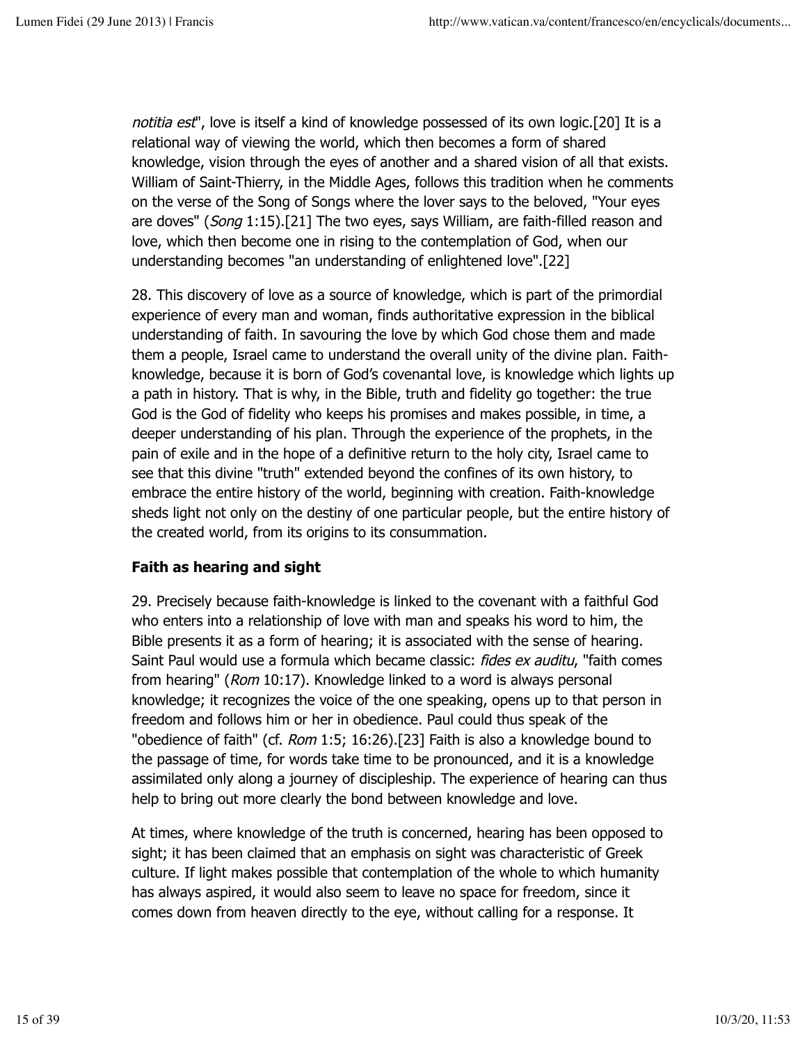*notitia est*", love is itself a kind of knowledge possessed of its own logic.[20] It is a relational way of viewing the world, which then becomes a form of shared knowledge, vision through the eyes of another and a shared vision of all that exists. William of Saint-Thierry, in the Middle Ages, follows this tradition when he comments on the verse of the Song of Songs where the lover says to the beloved, "Your eyes are doves" (*Song* 1:15).[21] The two eyes, says William, are faith-filled reason and love, which then become one in rising to the contemplation of God, when our understanding becomes "an understanding of enlightened love".[22]

28. This discovery of love as a source of knowledge, which is part of the primordial experience of every man and woman, finds authoritative expression in the biblical understanding of faith. In savouring the love by which God chose them and made them a people, Israel came to understand the overall unity of the divine plan. Faith-knowledge, because it is born of God's covenantal love, is knowledge which lights up a path in history. That is why, in the Bible, truth and fidelity go together: the true God is the God of fidelity who keeps his promises and makes possible, in time, a deeper understanding of his plan. Through the experience of the prophets, in the pain of exile and in the hope of a definitive return to the holy city, Israel came to see that this divine "truth" extended beyond the confines of its own history, to embrace the entire history of the world, beginning with creation. Faith-knowledge sheds light not only on the destiny of one particular people, but the entire history of the created world, from its origins to its consummation.

**Faith as hearing and sight**

29. Precisely because faith-knowledge is linked to the covenant with a faithful God who enters into a relationship of love with man and speaks his word to him, the Bible presents it as a form of hearing; it is associated with the sense of hearing. Saint Paul would use a formula which became classic: *fides ex auditu*, "faith comes from hearing" (*Rom* 10:17). Knowledge linked to a word is always personal knowledge; it recognizes the voice of the one speaking, opens up to that person in freedom and follows him or her in obedience. Paul could thus speak of the "obedience of faith" (cf. *Rom* 1:5; 16:26).[23] Faith is also a knowledge bound to the passage of time, for words take time to be pronounced, and it is a knowledge assimilated only along a journey of discipleship. The experience of hearing can thus help to bring out more clearly the bond between knowledge and love.

At times, where knowledge of the truth is concerned, hearing has been opposed to sight; it has been claimed that an emphasis on sight was characteristic of Greek culture. If light makes possible that contemplation of the whole to which humanity has always aspired, it would also seem to leave no space for freedom, since it comes down from heaven directly to the eye, without calling for a response. It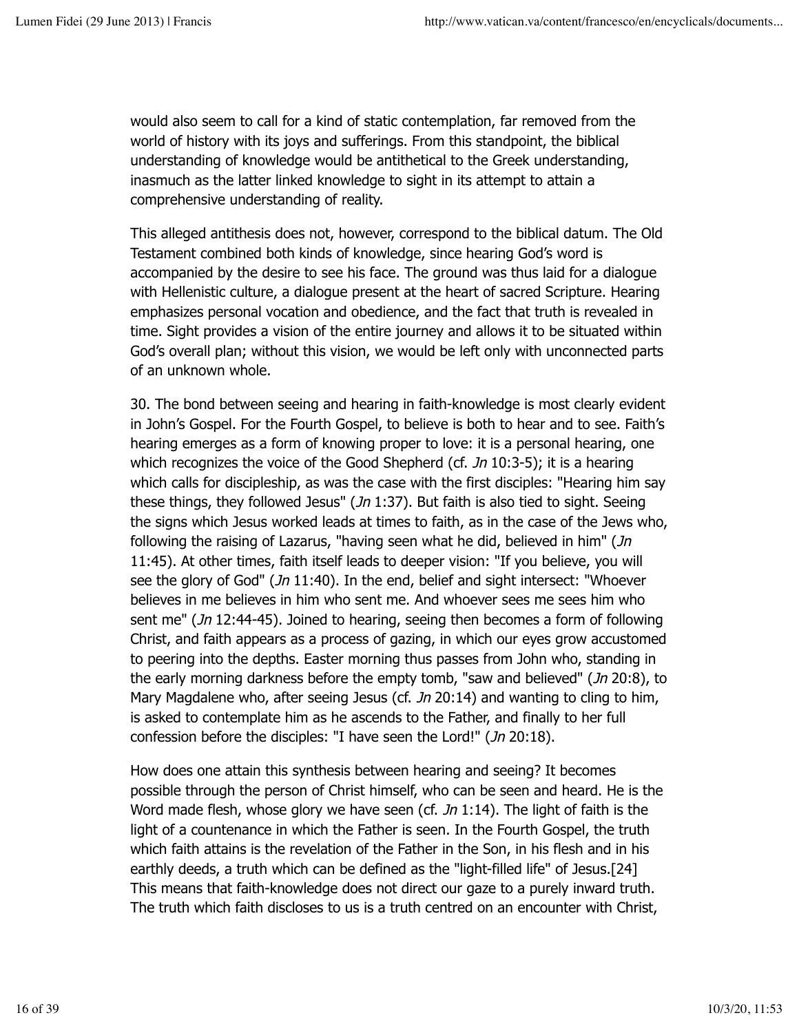would also seem to call for a kind of static contemplation, far removed from the world of history with its joys and sufferings. From this standpoint, the biblical understanding of knowledge would be antithetical to the Greek understanding, inasmuch as the latter linked knowledge to sight in its attempt to attain a comprehensive understanding of reality.

This alleged antithesis does not, however, correspond to the biblical datum. The Old Testament combined both kinds of knowledge, since hearing God's word is accompanied by the desire to see his face. The ground was thus laid for a dialogue with Hellenistic culture, a dialogue present at the heart of sacred Scripture. Hearing emphasizes personal vocation and obedience, and the fact that truth is revealed in time. Sight provides a vision of the entire journey and allows it to be situated within God's overall plan; without this vision, we would be left only with unconnected parts of an unknown whole.

30. The bond between seeing and hearing in faith-knowledge is most clearly evident in John's Gospel. For the Fourth Gospel, to believe is both to hear and to see. Faith's hearing emerges as a form of knowing proper to love: it is a personal hearing, one which recognizes the voice of the Good Shepherd (cf. *Jn* 10:3-5); it is a hearing which calls for discipleship, as was the case with the first disciples: "Hearing him say these things, they followed Jesus" (*Jn* 1:37). But faith is also tied to sight. Seeing the signs which Jesus worked leads at times to faith, as in the case of the Jews who, following the raising of Lazarus, "having seen what he did, believed in him" (*Jn* 11:45). At other times, faith itself leads to deeper vision: "If you believe, you will see the glory of God" (*Jn* 11:40). In the end, belief and sight intersect: "Whoever believes in me believes in him who sent me. And whoever sees me sees him who sent me" (*Jn* 12:44-45). Joined to hearing, seeing then becomes a form of following Christ, and faith appears as a process of gazing, in which our eyes grow accustomed to peering into the depths. Easter morning thus passes from John who, standing in the early morning darkness before the empty tomb, "saw and believed" (*Jn* 20:8), to Mary Magdalene who, after seeing Jesus (cf. *Jn* 20:14) and wanting to cling to him, is asked to contemplate him as he ascends to the Father, and finally to her full confession before the disciples: "I have seen the Lord!" (*Jn* 20:18).

How does one attain this synthesis between hearing and seeing? It becomes possible through the person of Christ himself, who can be seen and heard. He is the Word made flesh, whose glory we have seen (cf. *Jn* 1:14). The light of faith is the light of a countenance in which the Father is seen. In the Fourth Gospel, the truth which faith attains is the revelation of the Father in the Son, in his flesh and in his earthly deeds, a truth which can be defined as the "light-filled life" of Jesus.[24] This means that faith-knowledge does not direct our gaze to a purely inward truth. The truth which faith discloses to us is a truth centred on an encounter with Christ,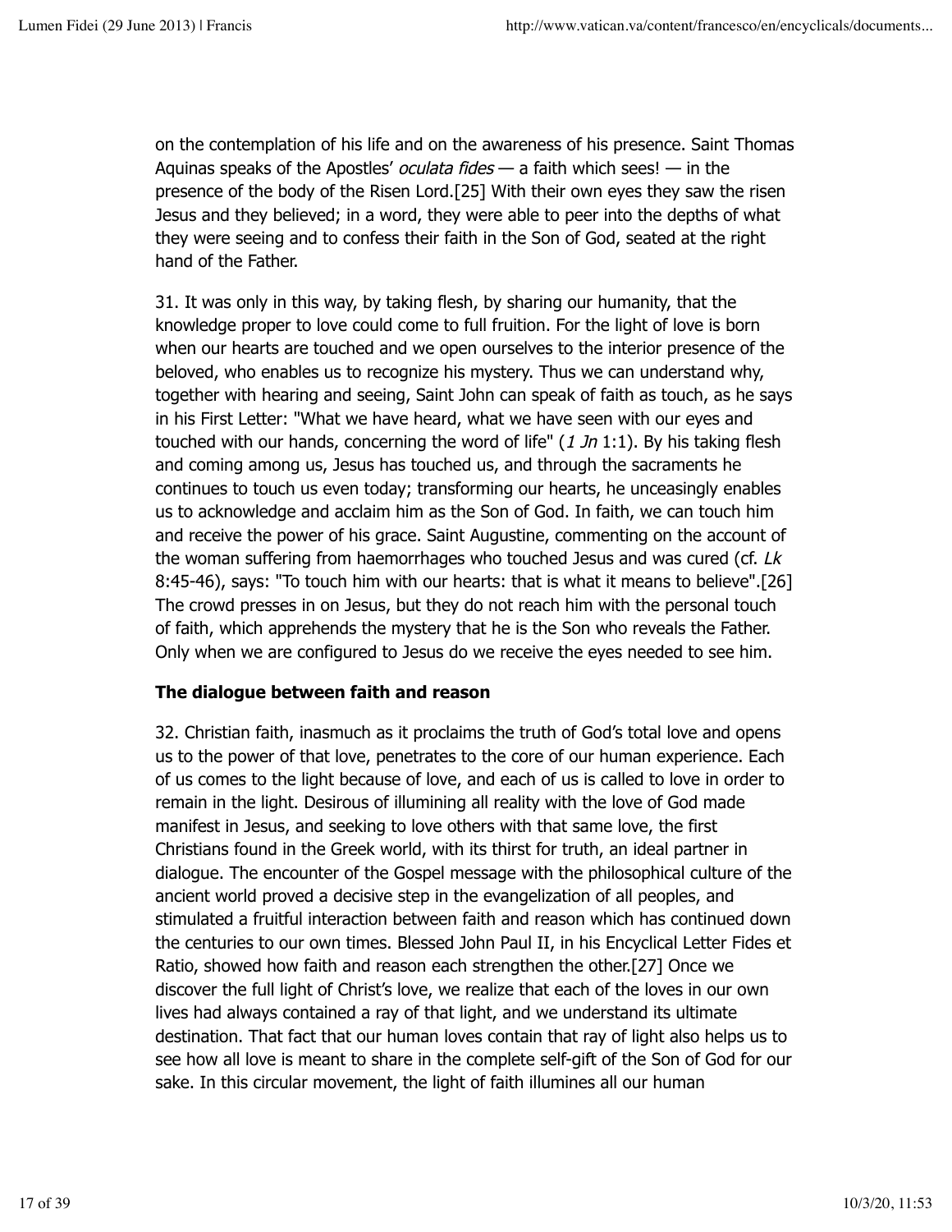on the contemplation of his life and on the awareness of his presence. Saint Thomas Aquinas speaks of the Apostles' *oculata fides* — a faith which sees! — in the presence of the body of the Risen Lord.[25] With their own eyes they saw the risen Jesus and they believed; in a word, they were able to peer into the depths of what they were seeing and to confess their faith in the Son of God, seated at the right hand of the Father.

31. It was only in this way, by taking flesh, by sharing our humanity, that the knowledge proper to love could come to full fruition. For the light of love is born when our hearts are touched and we open ourselves to the interior presence of the beloved, who enables us to recognize his mystery. Thus we can understand why, together with hearing and seeing, Saint John can speak of faith as touch, as he says in his First Letter: "What we have heard, what we have seen with our eyes and touched with our hands, concerning the word of life" (*1 Jn* 1:1). By his taking flesh and coming among us, Jesus has touched us, and through the sacraments he continues to touch us even today; transforming our hearts, he unceasingly enables us to acknowledge and acclaim him as the Son of God. In faith, we can touch him and receive the power of his grace. Saint Augustine, commenting on the account of the woman suffering from haemorrhages who touched Jesus and was cured (cf. *Lk* 8:45-46), says: "To touch him with our hearts: that is what it means to believe".[26] The crowd presses in on Jesus, but they do not reach him with the personal touch of faith, which apprehends the mystery that he is the Son who reveals the Father. Only when we are configured to Jesus do we receive the eyes needed to see him.

**The dialogue between faith and reason**

32. Christian faith, inasmuch as it proclaims the truth of God's total love and opens us to the power of that love, penetrates to the core of our human experience. Each of us comes to the light because of love, and each of us is called to love in order to remain in the light. Desirous of illumining all reality with the love of God made manifest in Jesus, and seeking to love others with that same love, the first Christians found in the Greek world, with its thirst for truth, an ideal partner in dialogue. The encounter of the Gospel message with the philosophical culture of the ancient world proved a decisive step in the evangelization of all peoples, and stimulated a fruitful interaction between faith and reason which has continued down the centuries to our own times. Blessed John Paul II, in his Encyclical Letter Fides et Ratio, showed how faith and reason each strengthen the other.[27] Once we discover the full light of Christ's love, we realize that each of the loves in our own lives had always contained a ray of that light, and we understand its ultimate destination. That fact that our human loves contain that ray of light also helps us to see how all love is meant to share in the complete self-gift of the Son of God for our sake. In this circular movement, the light of faith illumines all our human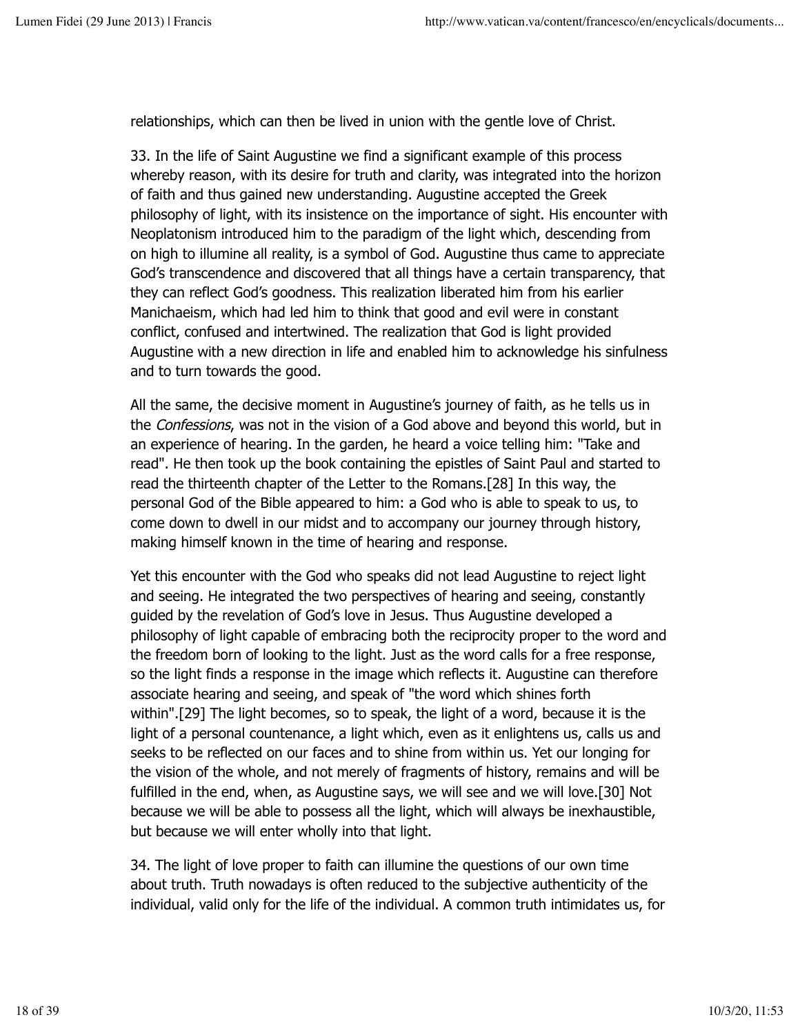relationships, which can then be lived in union with the gentle love of Christ.

33. In the life of Saint Augustine we find a significant example of this process whereby reason, with its desire for truth and clarity, was integrated into the horizon of faith and thus gained new understanding. Augustine accepted the Greek philosophy of light, with its insistence on the importance of sight. His encounter with Neoplatonism introduced him to the paradigm of the light which, descending from on high to illumine all reality, is a symbol of God. Augustine thus came to appreciate God's transcendence and discovered that all things have a certain transparency, that they can reflect God's goodness. This realization liberated him from his earlier Manichaeism, which had led him to think that good and evil were in constant conflict, confused and intertwined. The realization that God is light provided Augustine with a new direction in life and enabled him to acknowledge his sinfulness and to turn towards the good.

All the same, the decisive moment in Augustine's journey of faith, as he tells us in the *Confessions*, was not in the vision of a God above and beyond this world, but in an experience of hearing. In the garden, he heard a voice telling him: "Take and read". He then took up the book containing the epistles of Saint Paul and started to read the thirteenth chapter of the Letter to the Romans.[28] In this way, the personal God of the Bible appeared to him: a God who is able to speak to us, to come down to dwell in our midst and to accompany our journey through history, making himself known in the time of hearing and response.

Yet this encounter with the God who speaks did not lead Augustine to reject light and seeing. He integrated the two perspectives of hearing and seeing, constantly guided by the revelation of God's love in Jesus. Thus Augustine developed a philosophy of light capable of embracing both the reciprocity proper to the word and the freedom born of looking to the light. Just as the word calls for a free response, so the light finds a response in the image which reflects it. Augustine can therefore associate hearing and seeing, and speak of "the word which shines forth within".[29] The light becomes, so to speak, the light of a word, because it is the light of a personal countenance, a light which, even as it enlightens us, calls us and seeks to be reflected on our faces and to shine from within us. Yet our longing for the vision of the whole, and not merely of fragments of history, remains and will be fulfilled in the end, when, as Augustine says, we will see and we will love.[30] Not because we will be able to possess all the light, which will always be inexhaustible, but because we will enter wholly into that light.

34. The light of love proper to faith can illumine the questions of our own time about truth. Truth nowadays is often reduced to the subjective authenticity of the individual, valid only for the life of the individual. A common truth intimidates us, for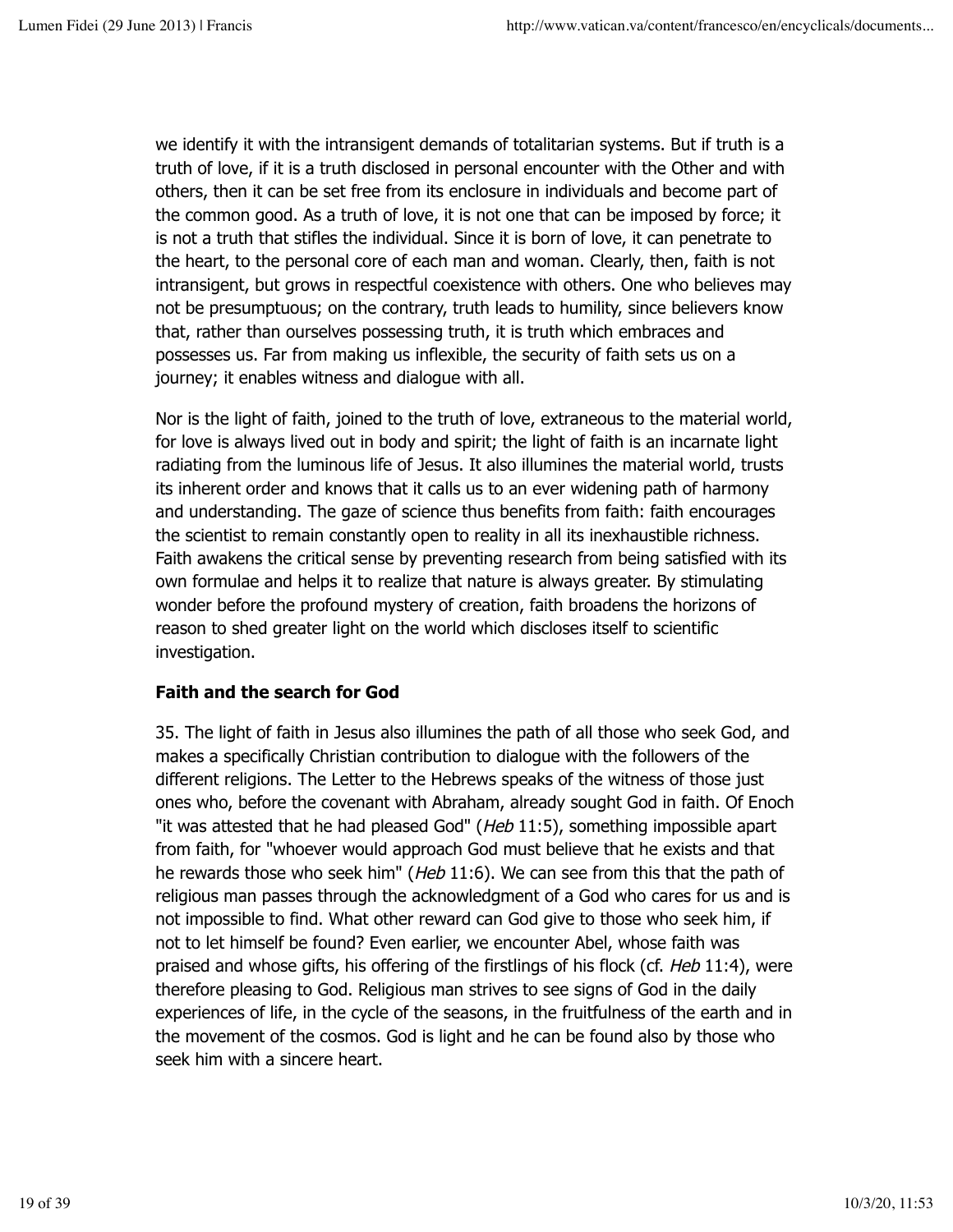we identify it with the intransigent demands of totalitarian systems. But if truth is a truth of love, if it is a truth disclosed in personal encounter with the Other and with others, then it can be set free from its enclosure in individuals and become part of the common good. As a truth of love, it is not one that can be imposed by force; it is not a truth that stifles the individual. Since it is born of love, it can penetrate to the heart, to the personal core of each man and woman. Clearly, then, faith is not intransigent, but grows in respectful coexistence with others. One who believes may not be presumptuous; on the contrary, truth leads to humility, since believers know that, rather than ourselves possessing truth, it is truth which embraces and possesses us. Far from making us inflexible, the security of faith sets us on a journey; it enables witness and dialogue with all.

Nor is the light of faith, joined to the truth of love, extraneous to the material world, for love is always lived out in body and spirit; the light of faith is an incarnate light radiating from the luminous life of Jesus. It also illumines the material world, trusts its inherent order and knows that it calls us to an ever widening path of harmony and understanding. The gaze of science thus benefits from faith: faith encourages the scientist to remain constantly open to reality in all its inexhaustible richness. Faith awakens the critical sense by preventing research from being satisfied with its own formulae and helps it to realize that nature is always greater. By stimulating wonder before the profound mystery of creation, faith broadens the horizons of reason to shed greater light on the world which discloses itself to scientific investigation.

**Faith and the search for God**

35. The light of faith in Jesus also illumines the path of all those who seek God, and makes a specifically Christian contribution to dialogue with the followers of the different religions. The Letter to the Hebrews speaks of the witness of those just ones who, before the covenant with Abraham, already sought God in faith. Of Enoch "it was attested that he had pleased God" (*Heb* 11:5), something impossible apart from faith, for "whoever would approach God must believe that he exists and that he rewards those who seek him" (*Heb* 11:6). We can see from this that the path of religious man passes through the acknowledgment of a God who cares for us and is not impossible to find. What other reward can God give to those who seek him, if not to let himself be found? Even earlier, we encounter Abel, whose faith was praised and whose gifts, his offering of the firstlings of his flock (cf. *Heb* 11:4), were therefore pleasing to God. Religious man strives to see signs of God in the daily experiences of life, in the cycle of the seasons, in the fruitfulness of the earth and in the movement of the cosmos. God is light and he can be found also by those who seek him with a sincere heart.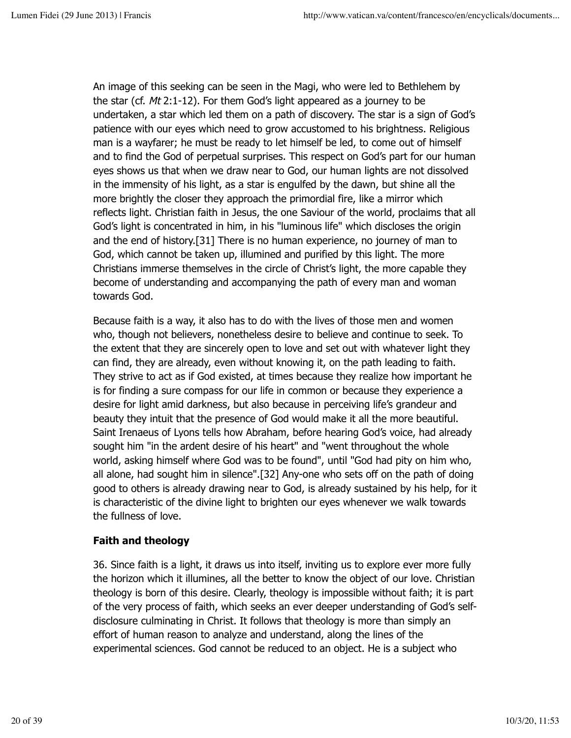An image of this seeking can be seen in the Magi, who were led to Bethlehem by the star (cf. *Mt* 2:1-12). For them God's light appeared as a journey to be undertaken, a star which led them on a path of discovery. The star is a sign of God's patience with our eyes which need to grow accustomed to his brightness. Religious man is a wayfarer; he must be ready to let himself be led, to come out of himself and to find the God of perpetual surprises. This respect on God's part for our human eyes shows us that when we draw near to God, our human lights are not dissolved in the immensity of his light, as a star is engulfed by the dawn, but shine all the more brightly the closer they approach the primordial fire, like a mirror which reflects light. Christian faith in Jesus, the one Saviour of the world, proclaims that all God's light is concentrated in him, in his "luminous life" which discloses the origin and the end of history.[31] There is no human experience, no journey of man to God, which cannot be taken up, illumined and purified by this light. The more Christians immerse themselves in the circle of Christ's light, the more capable they become of understanding and accompanying the path of every man and woman towards God.

Because faith is a way, it also has to do with the lives of those men and women who, though not believers, nonetheless desire to believe and continue to seek. To the extent that they are sincerely open to love and set out with whatever light they can find, they are already, even without knowing it, on the path leading to faith. They strive to act as if God existed, at times because they realize how important he is for finding a sure compass for our life in common or because they experience a desire for light amid darkness, but also because in perceiving life's grandeur and beauty they intuit that the presence of God would make it all the more beautiful. Saint Irenaeus of Lyons tells how Abraham, before hearing God's voice, had already sought him "in the ardent desire of his heart" and "went throughout the whole world, asking himself where God was to be found", until "God had pity on him who, all alone, had sought him in silence".[32] Any-one who sets off on the path of doing good to others is already drawing near to God, is already sustained by his help, for it is characteristic of the divine light to brighten our eyes whenever we walk towards the fullness of love.

### Faith and theology

36. Since faith is a light, it draws us into itself, inviting us to explore ever more fully the horizon which it illumines, all the better to know the object of our love. Christian theology is born of this desire. Clearly, theology is impossible without faith; it is part of the very process of faith, which seeks an ever deeper understanding of God's self-disclosure culminating in Christ. It follows that theology is more than simply an effort of human reason to analyze and understand, along the lines of the experimental sciences. God cannot be reduced to an object. He is a subject who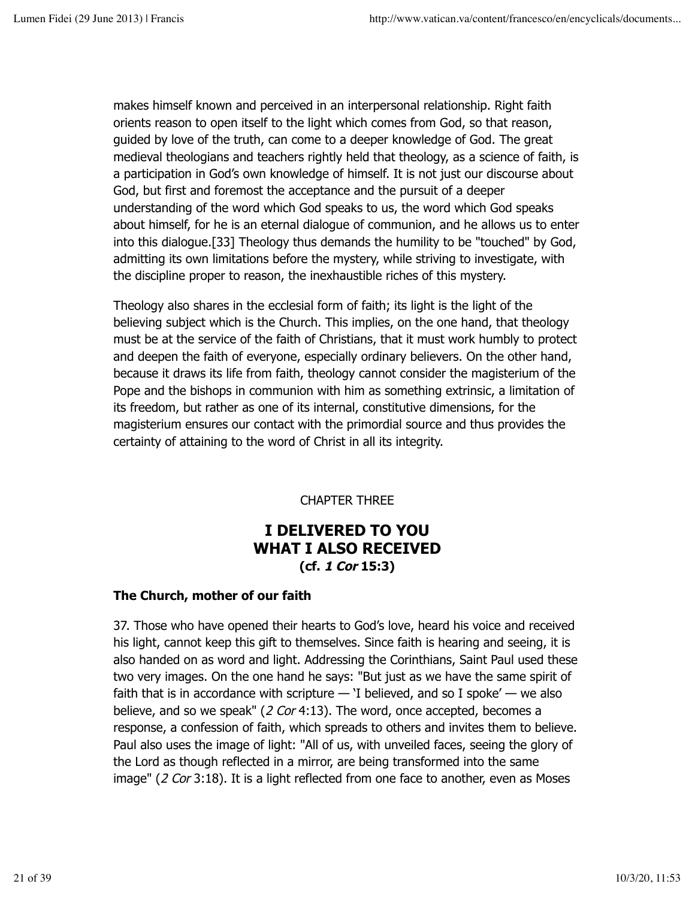makes himself known and perceived in an interpersonal relationship. Right faith orients reason to open itself to the light which comes from God, so that reason, guided by love of the truth, can come to a deeper knowledge of God. The great medieval theologians and teachers rightly held that theology, as a science of faith, is a participation in God's own knowledge of himself. It is not just our discourse about God, but first and foremost the acceptance and the pursuit of a deeper understanding of the word which God speaks to us, the word which God speaks about himself, for he is an eternal dialogue of communion, and he allows us to enter into this dialogue.[33] Theology thus demands the humility to be "touched" by God, admitting its own limitations before the mystery, while striving to investigate, with the discipline proper to reason, the inexhaustible riches of this mystery.

Theology also shares in the ecclesial form of faith; its light is the light of the believing subject which is the Church. This implies, on the one hand, that theology must be at the service of the faith of Christians, that it must work humbly to protect and deepen the faith of everyone, especially ordinary believers. On the other hand, because it draws its life from faith, theology cannot consider the magisterium of the Pope and the bishops in communion with him as something extrinsic, a limitation of its freedom, but rather as one of its internal, constitutive dimensions, for the magisterium ensures our contact with the primordial source and thus provides the certainty of attaining to the word of Christ in all its integrity.

CHAPTER THREE

## I DELIVERED TO YOU WHAT I ALSO RECEIVED (cf. *1 Cor* 15:3)

### The Church, mother of our faith

37. Those who have opened their hearts to God's love, heard his voice and received his light, cannot keep this gift to themselves. Since faith is hearing and seeing, it is also handed on as word and light. Addressing the Corinthians, Saint Paul used these two very images. On the one hand he says: "But just as we have the same spirit of faith that is in accordance with scripture — 'I believed, and so I spoke' — we also believe, and so we speak" (*2 Cor* 4:13). The word, once accepted, becomes a response, a confession of faith, which spreads to others and invites them to believe. Paul also uses the image of light: "All of us, with unveiled faces, seeing the glory of the Lord as though reflected in a mirror, are being transformed into the same image" (*2 Cor* 3:18). It is a light reflected from one face to another, even as Moses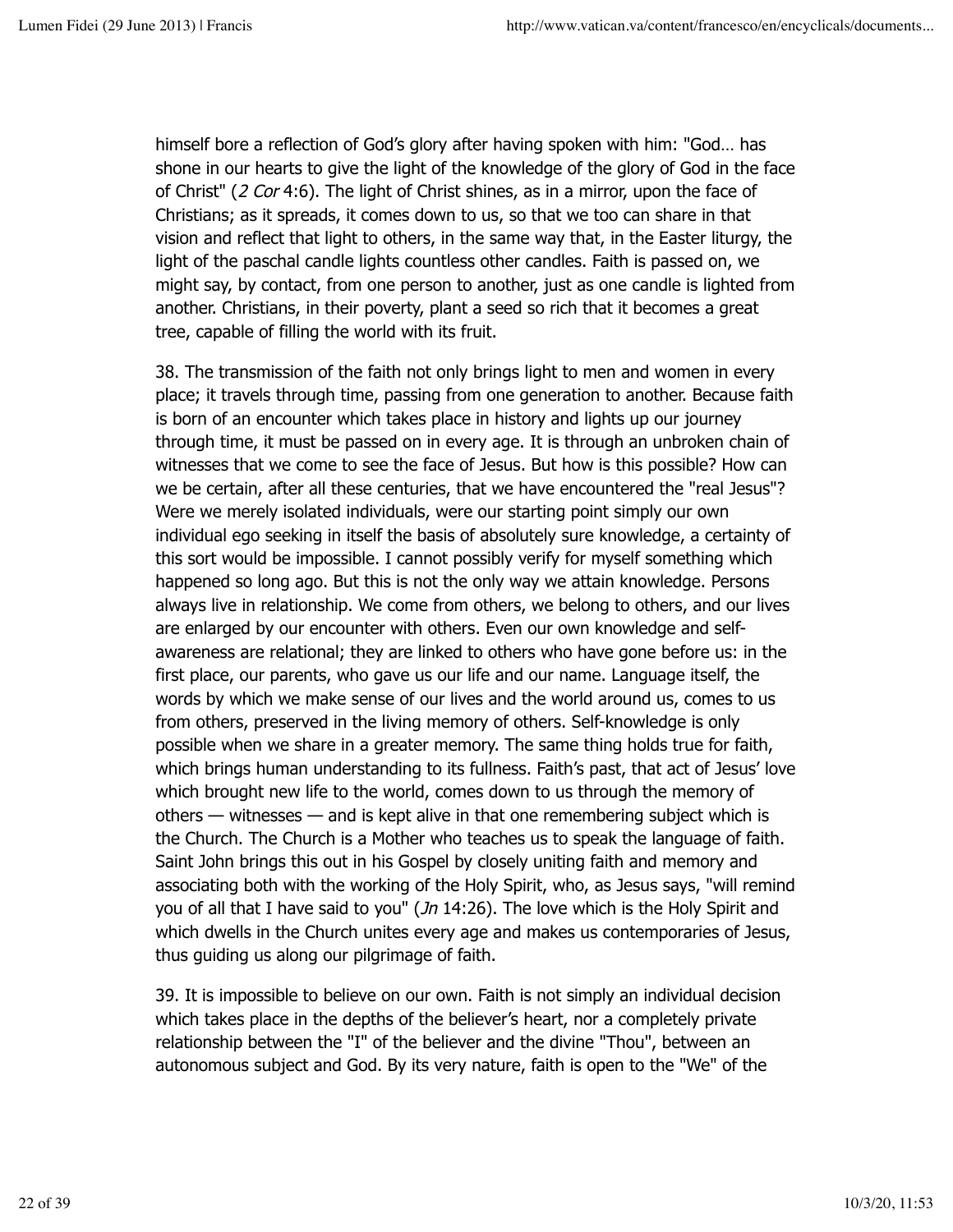himself bore a reflection of God's glory after having spoken with him: "God… has shone in our hearts to give the light of the knowledge of the glory of God in the face of Christ" (*2 Cor* 4:6). The light of Christ shines, as in a mirror, upon the face of Christians; as it spreads, it comes down to us, so that we too can share in that vision and reflect that light to others, in the same way that, in the Easter liturgy, the light of the paschal candle lights countless other candles. Faith is passed on, we might say, by contact, from one person to another, just as one candle is lighted from another. Christians, in their poverty, plant a seed so rich that it becomes a great tree, capable of filling the world with its fruit.

38. The transmission of the faith not only brings light to men and women in every place; it travels through time, passing from one generation to another. Because faith is born of an encounter which takes place in history and lights up our journey through time, it must be passed on in every age. It is through an unbroken chain of witnesses that we come to see the face of Jesus. But how is this possible? How can we be certain, after all these centuries, that we have encountered the "real Jesus"? Were we merely isolated individuals, were our starting point simply our own individual ego seeking in itself the basis of absolutely sure knowledge, a certainty of this sort would be impossible. I cannot possibly verify for myself something which happened so long ago. But this is not the only way we attain knowledge. Persons always live in relationship. We come from others, we belong to others, and our lives are enlarged by our encounter with others. Even our own knowledge and self-awareness are relational; they are linked to others who have gone before us: in the first place, our parents, who gave us our life and our name. Language itself, the words by which we make sense of our lives and the world around us, comes to us from others, preserved in the living memory of others. Self-knowledge is only possible when we share in a greater memory. The same thing holds true for faith, which brings human understanding to its fullness. Faith's past, that act of Jesus' love which brought new life to the world, comes down to us through the memory of others — witnesses — and is kept alive in that one remembering subject which is the Church. The Church is a Mother who teaches us to speak the language of faith. Saint John brings this out in his Gospel by closely uniting faith and memory and associating both with the working of the Holy Spirit, who, as Jesus says, "will remind you of all that I have said to you" (*Jn* 14:26). The love which is the Holy Spirit and which dwells in the Church unites every age and makes us contemporaries of Jesus, thus guiding us along our pilgrimage of faith.

39. It is impossible to believe on our own. Faith is not simply an individual decision which takes place in the depths of the believer's heart, nor a completely private relationship between the "I" of the believer and the divine "Thou", between an autonomous subject and God. By its very nature, faith is open to the "We" of the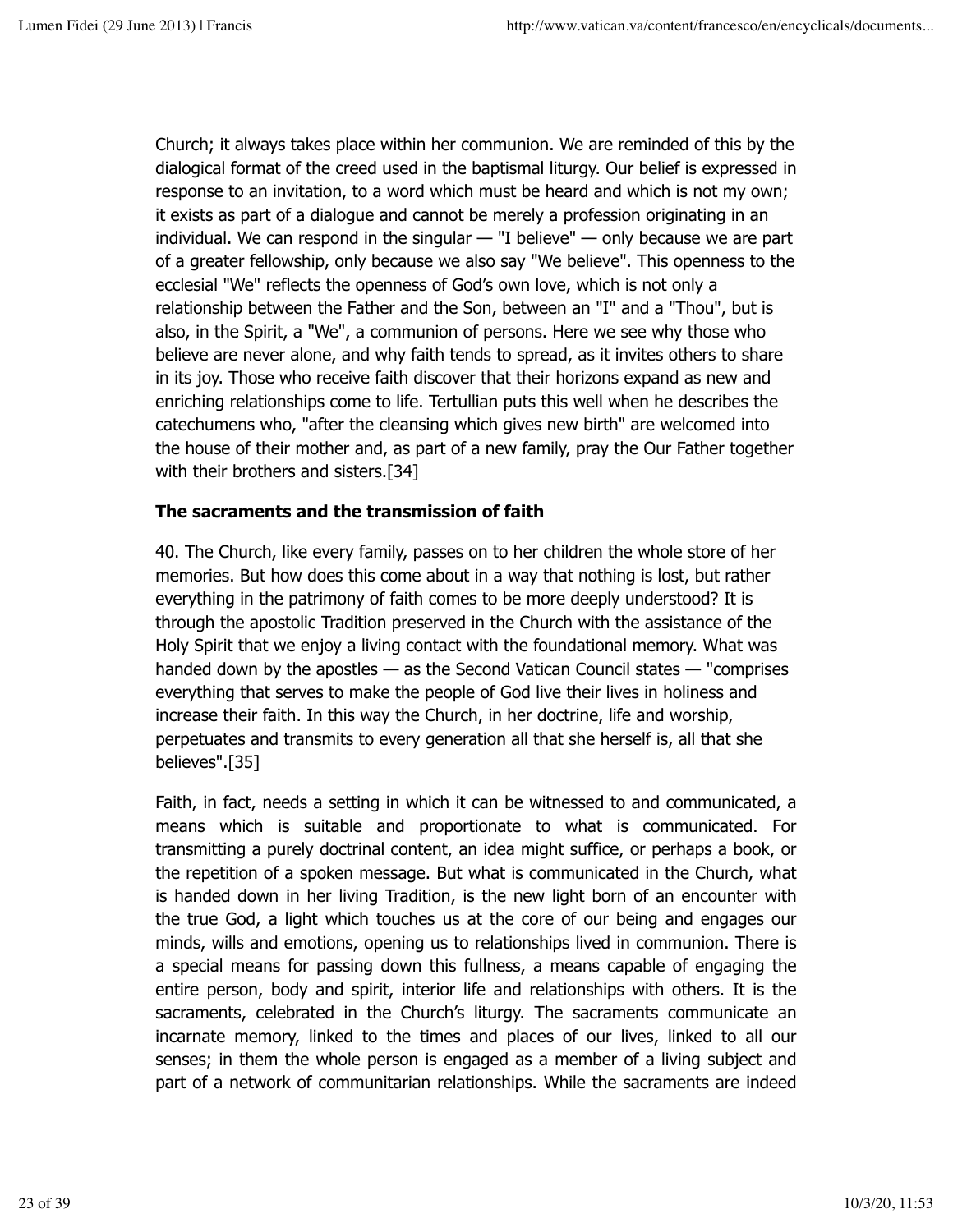Church; it always takes place within her communion. We are reminded of this by the dialogical format of the creed used in the baptismal liturgy. Our belief is expressed in response to an invitation, to a word which must be heard and which is not my own; it exists as part of a dialogue and cannot be merely a profession originating in an individual. We can respond in the singular — "I believe" — only because we are part of a greater fellowship, only because we also say "We believe". This openness to the ecclesial "We" reflects the openness of God's own love, which is not only a relationship between the Father and the Son, between an "I" and a "Thou", but is also, in the Spirit, a "We", a communion of persons. Here we see why those who believe are never alone, and why faith tends to spread, as it invites others to share in its joy. Those who receive faith discover that their horizons expand as new and enriching relationships come to life. Tertullian puts this well when he describes the catechumens who, "after the cleansing which gives new birth" are welcomed into the house of their mother and, as part of a new family, pray the Our Father together with their brothers and sisters.[34]

**The sacraments and the transmission of faith**

40. The Church, like every family, passes on to her children the whole store of her memories. But how does this come about in a way that nothing is lost, but rather everything in the patrimony of faith comes to be more deeply understood? It is through the apostolic Tradition preserved in the Church with the assistance of the Holy Spirit that we enjoy a living contact with the foundational memory. What was handed down by the apostles — as the Second Vatican Council states — "comprises everything that serves to make the people of God live their lives in holiness and increase their faith. In this way the Church, in her doctrine, life and worship, perpetuates and transmits to every generation all that she herself is, all that she believes".[35]

Faith, in fact, needs a setting in which it can be witnessed to and communicated, a means which is suitable and proportionate to what is communicated. For transmitting a purely doctrinal content, an idea might suffice, or perhaps a book, or the repetition of a spoken message. But what is communicated in the Church, what is handed down in her living Tradition, is the new light born of an encounter with the true God, a light which touches us at the core of our being and engages our minds, wills and emotions, opening us to relationships lived in communion. There is a special means for passing down this fullness, a means capable of engaging the entire person, body and spirit, interior life and relationships with others. It is the sacraments, celebrated in the Church's liturgy. The sacraments communicate an incarnate memory, linked to the times and places of our lives, linked to all our senses; in them the whole person is engaged as a member of a living subject and part of a network of communitarian relationships. While the sacraments are indeed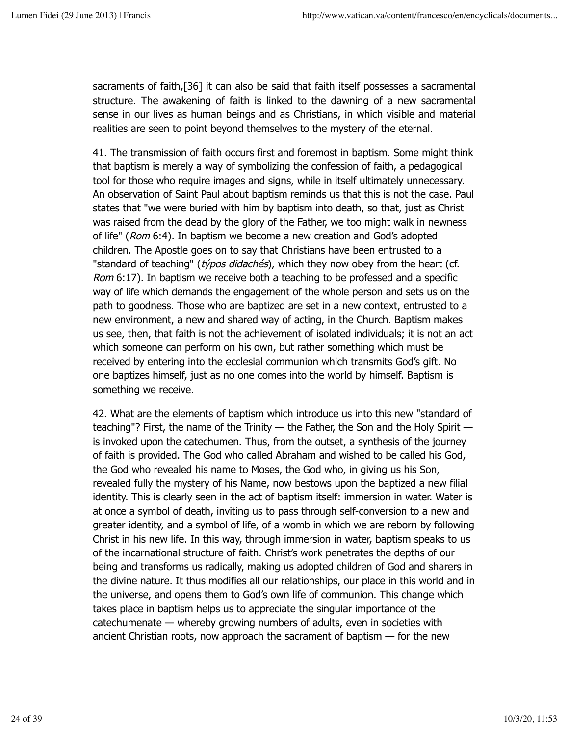sacraments of faith,[36] it can also be said that faith itself possesses a sacramental structure. The awakening of faith is linked to the dawning of a new sacramental sense in our lives as human beings and as Christians, in which visible and material realities are seen to point beyond themselves to the mystery of the eternal.

41. The transmission of faith occurs first and foremost in baptism. Some might think that baptism is merely a way of symbolizing the confession of faith, a pedagogical tool for those who require images and signs, while in itself ultimately unnecessary. An observation of Saint Paul about baptism reminds us that this is not the case. Paul states that "we were buried with him by baptism into death, so that, just as Christ was raised from the dead by the glory of the Father, we too might walk in newness of life" (*Rom* 6:4). In baptism we become a new creation and God's adopted children. The Apostle goes on to say that Christians have been entrusted to a "standard of teaching" (*týpos didachés*), which they now obey from the heart (cf. *Rom* 6:17). In baptism we receive both a teaching to be professed and a specific way of life which demands the engagement of the whole person and sets us on the path to goodness. Those who are baptized are set in a new context, entrusted to a new environment, a new and shared way of acting, in the Church. Baptism makes us see, then, that faith is not the achievement of isolated individuals; it is not an act which someone can perform on his own, but rather something which must be received by entering into the ecclesial communion which transmits God's gift. No one baptizes himself, just as no one comes into the world by himself. Baptism is something we receive.

42. What are the elements of baptism which introduce us into this new "standard of teaching"? First, the name of the Trinity — the Father, the Son and the Holy Spirit — is invoked upon the catechumen. Thus, from the outset, a synthesis of the journey of faith is provided. The God who called Abraham and wished to be called his God, the God who revealed his name to Moses, the God who, in giving us his Son, revealed fully the mystery of his Name, now bestows upon the baptized a new filial identity. This is clearly seen in the act of baptism itself: immersion in water. Water is at once a symbol of death, inviting us to pass through self-conversion to a new and greater identity, and a symbol of life, of a womb in which we are reborn by following Christ in his new life. In this way, through immersion in water, baptism speaks to us of the incarnational structure of faith. Christ's work penetrates the depths of our being and transforms us radically, making us adopted children of God and sharers in the divine nature. It thus modifies all our relationships, our place in this world and in the universe, and opens them to God's own life of communion. This change which takes place in baptism helps us to appreciate the singular importance of the catechumenate — whereby growing numbers of adults, even in societies with ancient Christian roots, now approach the sacrament of baptism — for the new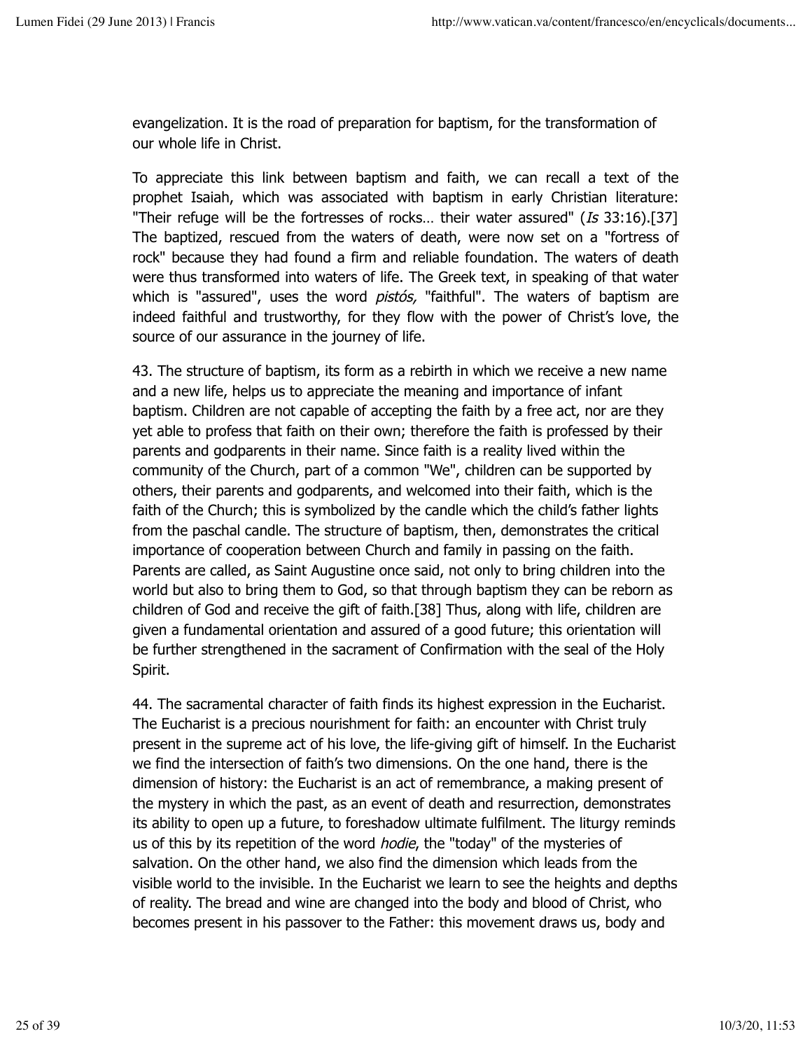evangelization. It is the road of preparation for baptism, for the transformation of our whole life in Christ.

To appreciate this link between baptism and faith, we can recall a text of the prophet Isaiah, which was associated with baptism in early Christian literature: "Their refuge will be the fortresses of rocks… their water assured" (*Is* 33:16).[37] The baptized, rescued from the waters of death, were now set on a "fortress of rock" because they had found a firm and reliable foundation. The waters of death were thus transformed into waters of life. The Greek text, in speaking of that water which is "assured", uses the word *pistós,* "faithful". The waters of baptism are indeed faithful and trustworthy, for they flow with the power of Christ's love, the source of our assurance in the journey of life.

43. The structure of baptism, its form as a rebirth in which we receive a new name and a new life, helps us to appreciate the meaning and importance of infant baptism. Children are not capable of accepting the faith by a free act, nor are they yet able to profess that faith on their own; therefore the faith is professed by their parents and godparents in their name. Since faith is a reality lived within the community of the Church, part of a common "We", children can be supported by others, their parents and godparents, and welcomed into their faith, which is the faith of the Church; this is symbolized by the candle which the child's father lights from the paschal candle. The structure of baptism, then, demonstrates the critical importance of cooperation between Church and family in passing on the faith. Parents are called, as Saint Augustine once said, not only to bring children into the world but also to bring them to God, so that through baptism they can be reborn as children of God and receive the gift of faith.[38] Thus, along with life, children are given a fundamental orientation and assured of a good future; this orientation will be further strengthened in the sacrament of Confirmation with the seal of the Holy Spirit.

44. The sacramental character of faith finds its highest expression in the Eucharist. The Eucharist is a precious nourishment for faith: an encounter with Christ truly present in the supreme act of his love, the life-giving gift of himself. In the Eucharist we find the intersection of faith's two dimensions. On the one hand, there is the dimension of history: the Eucharist is an act of remembrance, a making present of the mystery in which the past, as an event of death and resurrection, demonstrates its ability to open up a future, to foreshadow ultimate fulfilment. The liturgy reminds us of this by its repetition of the word *hodie*, the "today" of the mysteries of salvation. On the other hand, we also find the dimension which leads from the visible world to the invisible. In the Eucharist we learn to see the heights and depths of reality. The bread and wine are changed into the body and blood of Christ, who becomes present in his passover to the Father: this movement draws us, body and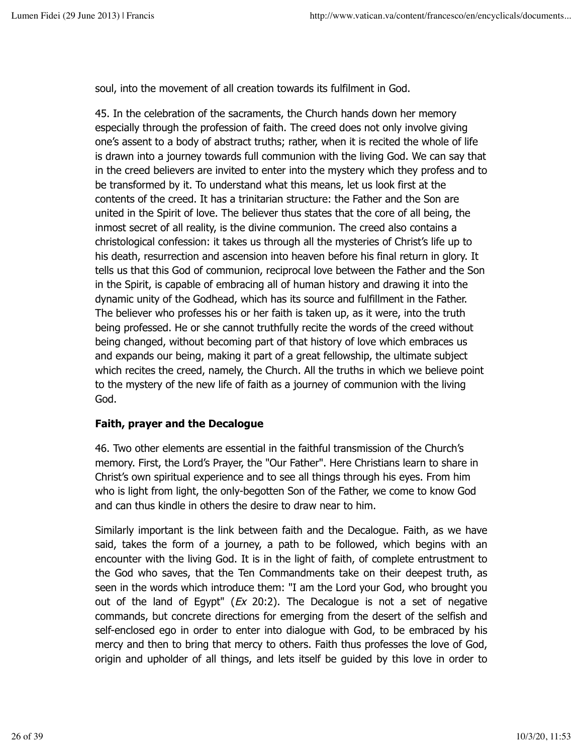soul, into the movement of all creation towards its fulfilment in God.

45. In the celebration of the sacraments, the Church hands down her memory especially through the profession of faith. The creed does not only involve giving one's assent to a body of abstract truths; rather, when it is recited the whole of life is drawn into a journey towards full communion with the living God. We can say that in the creed believers are invited to enter into the mystery which they profess and to be transformed by it. To understand what this means, let us look first at the contents of the creed. It has a trinitarian structure: the Father and the Son are united in the Spirit of love. The believer thus states that the core of all being, the inmost secret of all reality, is the divine communion. The creed also contains a christological confession: it takes us through all the mysteries of Christ's life up to his death, resurrection and ascension into heaven before his final return in glory. It tells us that this God of communion, reciprocal love between the Father and the Son in the Spirit, is capable of embracing all of human history and drawing it into the dynamic unity of the Godhead, which has its source and fulfillment in the Father. The believer who professes his or her faith is taken up, as it were, into the truth being professed. He or she cannot truthfully recite the words of the creed without being changed, without becoming part of that history of love which embraces us and expands our being, making it part of a great fellowship, the ultimate subject which recites the creed, namely, the Church. All the truths in which we believe point to the mystery of the new life of faith as a journey of communion with the living God.

**Faith, prayer and the Decalogue**

46. Two other elements are essential in the faithful transmission of the Church's memory. First, the Lord's Prayer, the "Our Father". Here Christians learn to share in Christ's own spiritual experience and to see all things through his eyes. From him who is light from light, the only-begotten Son of the Father, we come to know God and can thus kindle in others the desire to draw near to him.

Similarly important is the link between faith and the Decalogue. Faith, as we have said, takes the form of a journey, a path to be followed, which begins with an encounter with the living God. It is in the light of faith, of complete entrustment to the God who saves, that the Ten Commandments take on their deepest truth, as seen in the words which introduce them: "I am the Lord your God, who brought you out of the land of Egypt" (*Ex* 20:2). The Decalogue is not a set of negative commands, but concrete directions for emerging from the desert of the selfish and self-enclosed ego in order to enter into dialogue with God, to be embraced by his mercy and then to bring that mercy to others. Faith thus professes the love of God, origin and upholder of all things, and lets itself be guided by this love in order to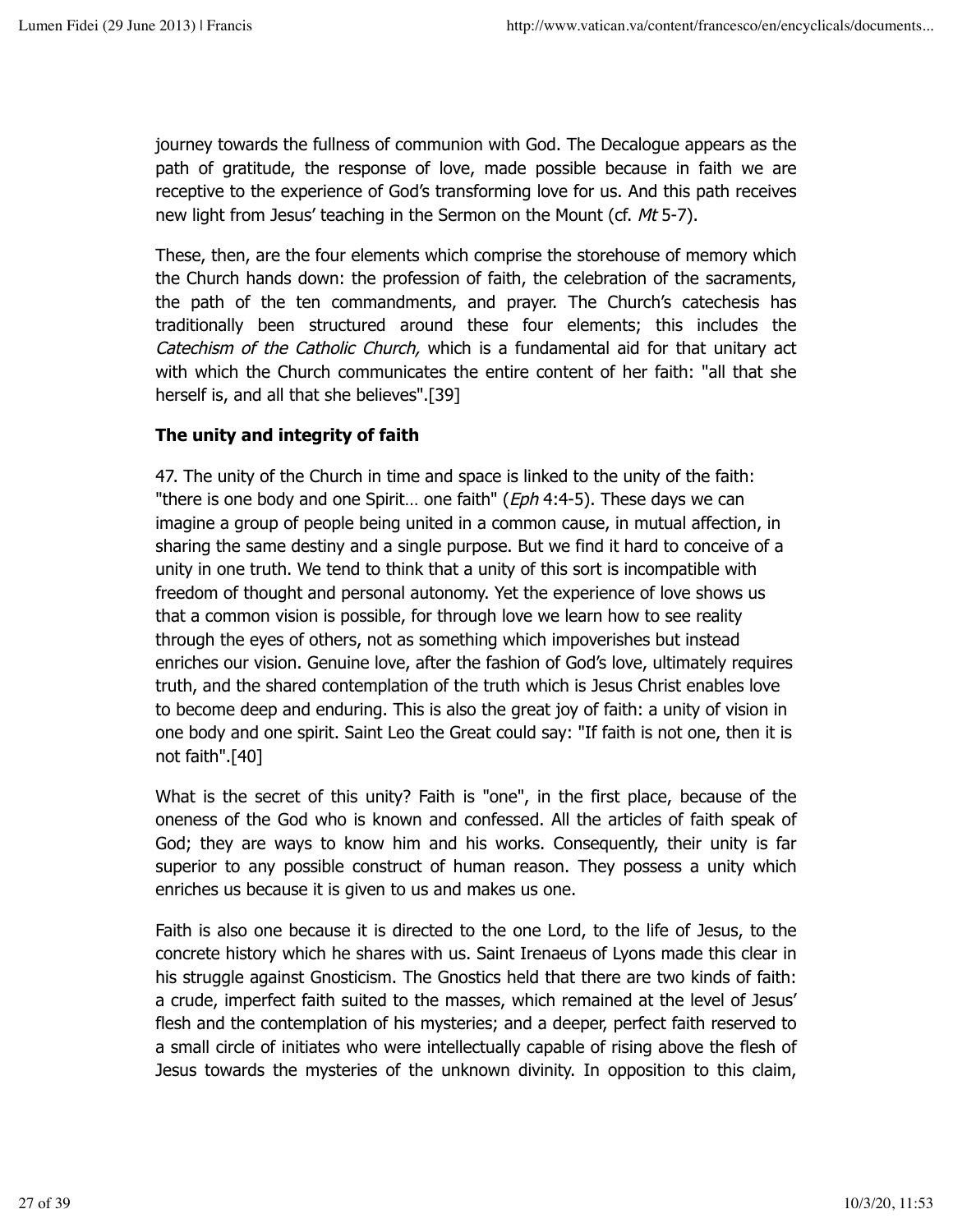journey towards the fullness of communion with God. The Decalogue appears as the path of gratitude, the response of love, made possible because in faith we are receptive to the experience of God's transforming love for us. And this path receives new light from Jesus' teaching in the Sermon on the Mount (cf. *Mt* 5-7).

These, then, are the four elements which comprise the storehouse of memory which the Church hands down: the profession of faith, the celebration of the sacraments, the path of the ten commandments, and prayer. The Church's catechesis has traditionally been structured around these four elements; this includes the *Catechism of the Catholic Church,* which is a fundamental aid for that unitary act with which the Church communicates the entire content of her faith: "all that she herself is, and all that she believes".[39]

### The unity and integrity of faith

47. The unity of the Church in time and space is linked to the unity of the faith: "there is one body and one Spirit… one faith" (*Eph* 4:4-5). These days we can imagine a group of people being united in a common cause, in mutual affection, in sharing the same destiny and a single purpose. But we find it hard to conceive of a unity in one truth. We tend to think that a unity of this sort is incompatible with freedom of thought and personal autonomy. Yet the experience of love shows us that a common vision is possible, for through love we learn how to see reality through the eyes of others, not as something which impoverishes but instead enriches our vision. Genuine love, after the fashion of God's love, ultimately requires truth, and the shared contemplation of the truth which is Jesus Christ enables love to become deep and enduring. This is also the great joy of faith: a unity of vision in one body and one spirit. Saint Leo the Great could say: "If faith is not one, then it is not faith".[40]

What is the secret of this unity? Faith is "one", in the first place, because of the oneness of the God who is known and confessed. All the articles of faith speak of God; they are ways to know him and his works. Consequently, their unity is far superior to any possible construct of human reason. They possess a unity which enriches us because it is given to us and makes us one.

Faith is also one because it is directed to the one Lord, to the life of Jesus, to the concrete history which he shares with us. Saint Irenaeus of Lyons made this clear in his struggle against Gnosticism. The Gnostics held that there are two kinds of faith: a crude, imperfect faith suited to the masses, which remained at the level of Jesus' flesh and the contemplation of his mysteries; and a deeper, perfect faith reserved to a small circle of initiates who were intellectually capable of rising above the flesh of Jesus towards the mysteries of the unknown divinity. In opposition to this claim,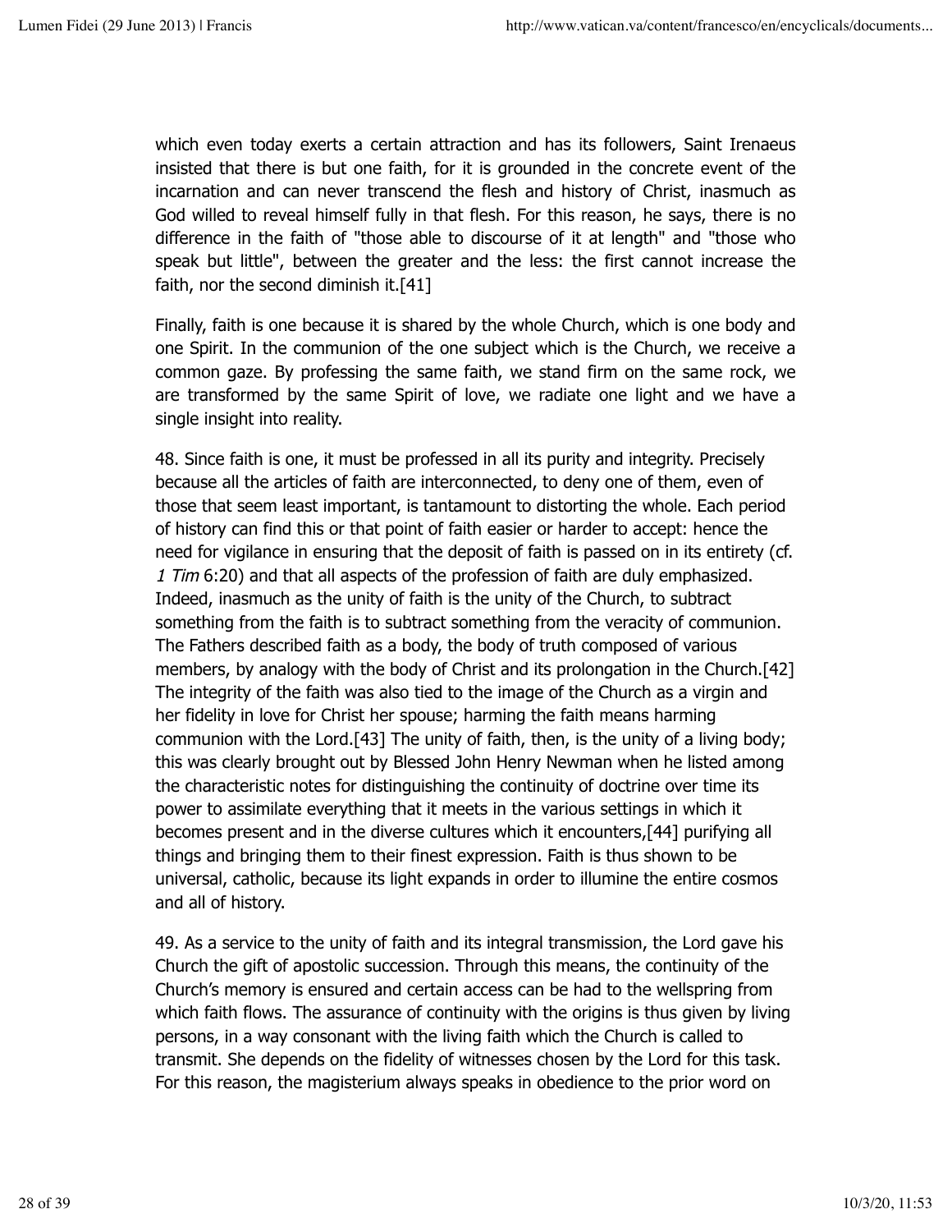which even today exerts a certain attraction and has its followers, Saint Irenaeus insisted that there is but one faith, for it is grounded in the concrete event of the incarnation and can never transcend the flesh and history of Christ, inasmuch as God willed to reveal himself fully in that flesh. For this reason, he says, there is no difference in the faith of "those able to discourse of it at length" and "those who speak but little", between the greater and the less: the first cannot increase the faith, nor the second diminish it.[41]

Finally, faith is one because it is shared by the whole Church, which is one body and one Spirit. In the communion of the one subject which is the Church, we receive a common gaze. By professing the same faith, we stand firm on the same rock, we are transformed by the same Spirit of love, we radiate one light and we have a single insight into reality.

48. Since faith is one, it must be professed in all its purity and integrity. Precisely because all the articles of faith are interconnected, to deny one of them, even of those that seem least important, is tantamount to distorting the whole. Each period of history can find this or that point of faith easier or harder to accept: hence the need for vigilance in ensuring that the deposit of faith is passed on in its entirety (cf. *1 Tim* 6:20) and that all aspects of the profession of faith are duly emphasized. Indeed, inasmuch as the unity of faith is the unity of the Church, to subtract something from the faith is to subtract something from the veracity of communion. The Fathers described faith as a body, the body of truth composed of various members, by analogy with the body of Christ and its prolongation in the Church.[42] The integrity of the faith was also tied to the image of the Church as a virgin and her fidelity in love for Christ her spouse; harming the faith means harming communion with the Lord.[43] The unity of faith, then, is the unity of a living body; this was clearly brought out by Blessed John Henry Newman when he listed among the characteristic notes for distinguishing the continuity of doctrine over time its power to assimilate everything that it meets in the various settings in which it becomes present and in the diverse cultures which it encounters,[44] purifying all things and bringing them to their finest expression. Faith is thus shown to be universal, catholic, because its light expands in order to illumine the entire cosmos and all of history.

49. As a service to the unity of faith and its integral transmission, the Lord gave his Church the gift of apostolic succession. Through this means, the continuity of the Church's memory is ensured and certain access can be had to the wellspring from which faith flows. The assurance of continuity with the origins is thus given by living persons, in a way consonant with the living faith which the Church is called to transmit. She depends on the fidelity of witnesses chosen by the Lord for this task. For this reason, the magisterium always speaks in obedience to the prior word on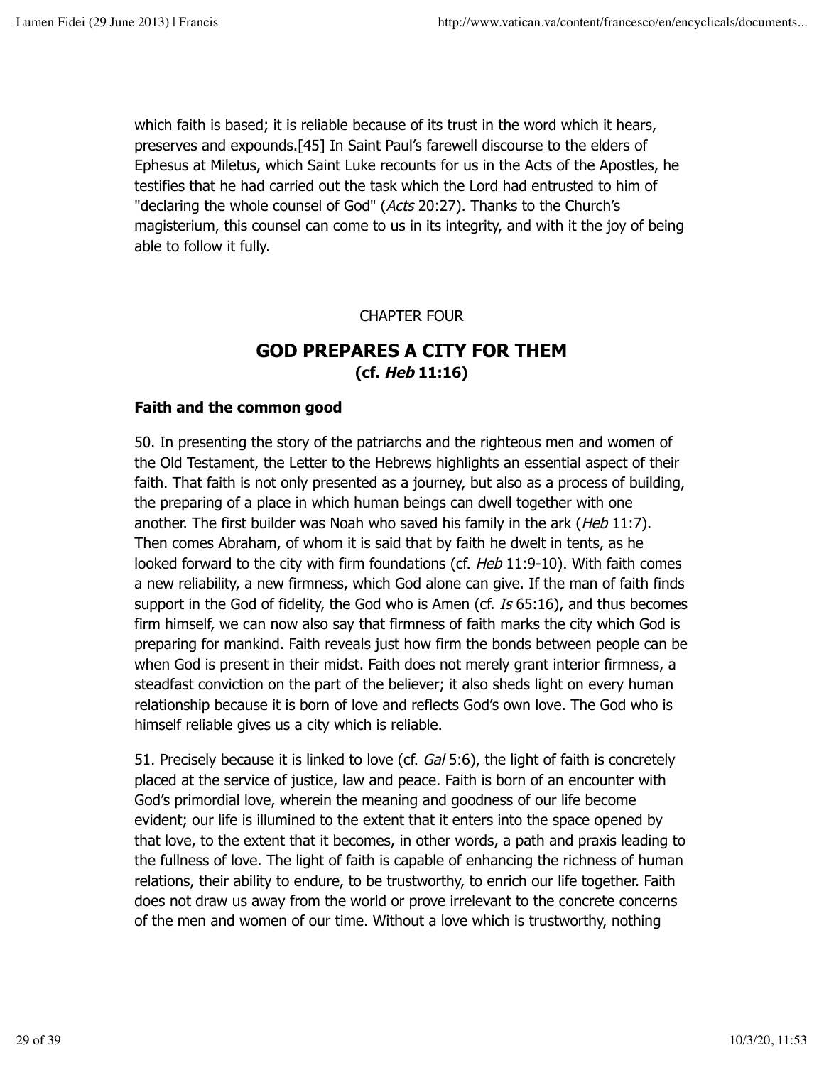which faith is based; it is reliable because of its trust in the word which it hears, preserves and expounds.[45] In Saint Paul's farewell discourse to the elders of Ephesus at Miletus, which Saint Luke recounts for us in the Acts of the Apostles, he testifies that he had carried out the task which the Lord had entrusted to him of "declaring the whole counsel of God" (*Acts* 20:27). Thanks to the Church's magisterium, this counsel can come to us in its integrity, and with it the joy of being able to follow it fully.

CHAPTER FOUR

## GOD PREPARES A CITY FOR THEM
**(cf. *Heb* 11:16)**

### Faith and the common good

50. In presenting the story of the patriarchs and the righteous men and women of the Old Testament, the Letter to the Hebrews highlights an essential aspect of their faith. That faith is not only presented as a journey, but also as a process of building, the preparing of a place in which human beings can dwell together with one another. The first builder was Noah who saved his family in the ark (*Heb* 11:7). Then comes Abraham, of whom it is said that by faith he dwelt in tents, as he looked forward to the city with firm foundations (cf. *Heb* 11:9-10). With faith comes a new reliability, a new firmness, which God alone can give. If the man of faith finds support in the God of fidelity, the God who is Amen (cf. *Is* 65:16), and thus becomes firm himself, we can now also say that firmness of faith marks the city which God is preparing for mankind. Faith reveals just how firm the bonds between people can be when God is present in their midst. Faith does not merely grant interior firmness, a steadfast conviction on the part of the believer; it also sheds light on every human relationship because it is born of love and reflects God's own love. The God who is himself reliable gives us a city which is reliable.

51. Precisely because it is linked to love (cf. *Gal* 5:6), the light of faith is concretely placed at the service of justice, law and peace. Faith is born of an encounter with God's primordial love, wherein the meaning and goodness of our life become evident; our life is illumined to the extent that it enters into the space opened by that love, to the extent that it becomes, in other words, a path and praxis leading to the fullness of love. The light of faith is capable of enhancing the richness of human relations, their ability to endure, to be trustworthy, to enrich our life together. Faith does not draw us away from the world or prove irrelevant to the concrete concerns of the men and women of our time. Without a love which is trustworthy, nothing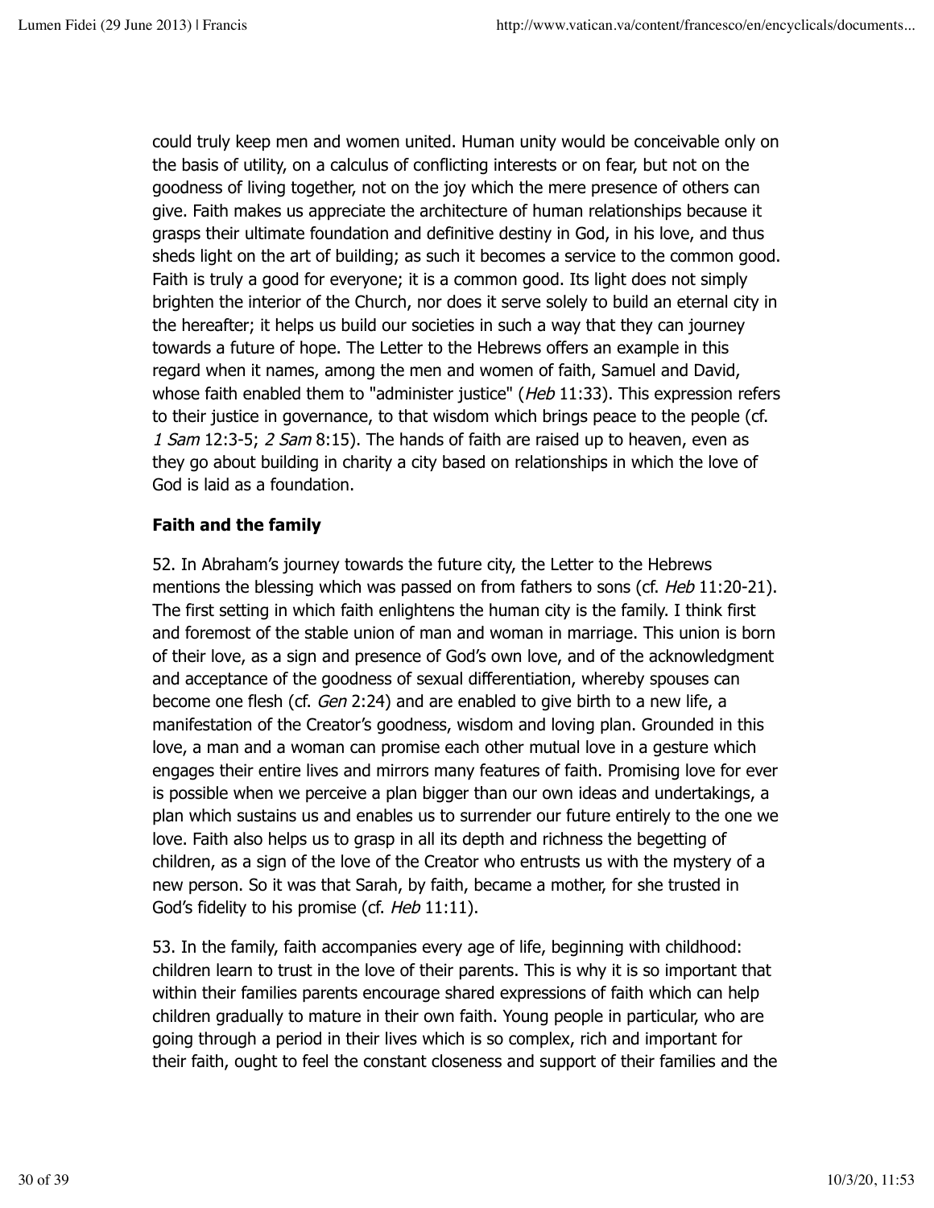could truly keep men and women united. Human unity would be conceivable only on the basis of utility, on a calculus of conflicting interests or on fear, but not on the goodness of living together, not on the joy which the mere presence of others can give. Faith makes us appreciate the architecture of human relationships because it grasps their ultimate foundation and definitive destiny in God, in his love, and thus sheds light on the art of building; as such it becomes a service to the common good. Faith is truly a good for everyone; it is a common good. Its light does not simply brighten the interior of the Church, nor does it serve solely to build an eternal city in the hereafter; it helps us build our societies in such a way that they can journey towards a future of hope. The Letter to the Hebrews offers an example in this regard when it names, among the men and women of faith, Samuel and David, whose faith enabled them to "administer justice" (*Heb* 11:33). This expression refers to their justice in governance, to that wisdom which brings peace to the people (cf. *1 Sam* 12:3-5; *2 Sam* 8:15). The hands of faith are raised up to heaven, even as they go about building in charity a city based on relationships in which the love of God is laid as a foundation.

**Faith and the family**

52. In Abraham's journey towards the future city, the Letter to the Hebrews mentions the blessing which was passed on from fathers to sons (cf. *Heb* 11:20-21). The first setting in which faith enlightens the human city is the family. I think first and foremost of the stable union of man and woman in marriage. This union is born of their love, as a sign and presence of God's own love, and of the acknowledgment and acceptance of the goodness of sexual differentiation, whereby spouses can become one flesh (cf. *Gen* 2:24) and are enabled to give birth to a new life, a manifestation of the Creator's goodness, wisdom and loving plan. Grounded in this love, a man and a woman can promise each other mutual love in a gesture which engages their entire lives and mirrors many features of faith. Promising love for ever is possible when we perceive a plan bigger than our own ideas and undertakings, a plan which sustains us and enables us to surrender our future entirely to the one we love. Faith also helps us to grasp in all its depth and richness the begetting of children, as a sign of the love of the Creator who entrusts us with the mystery of a new person. So it was that Sarah, by faith, became a mother, for she trusted in God's fidelity to his promise (cf. *Heb* 11:11).

53. In the family, faith accompanies every age of life, beginning with childhood: children learn to trust in the love of their parents. This is why it is so important that within their families parents encourage shared expressions of faith which can help children gradually to mature in their own faith. Young people in particular, who are going through a period in their lives which is so complex, rich and important for their faith, ought to feel the constant closeness and support of their families and the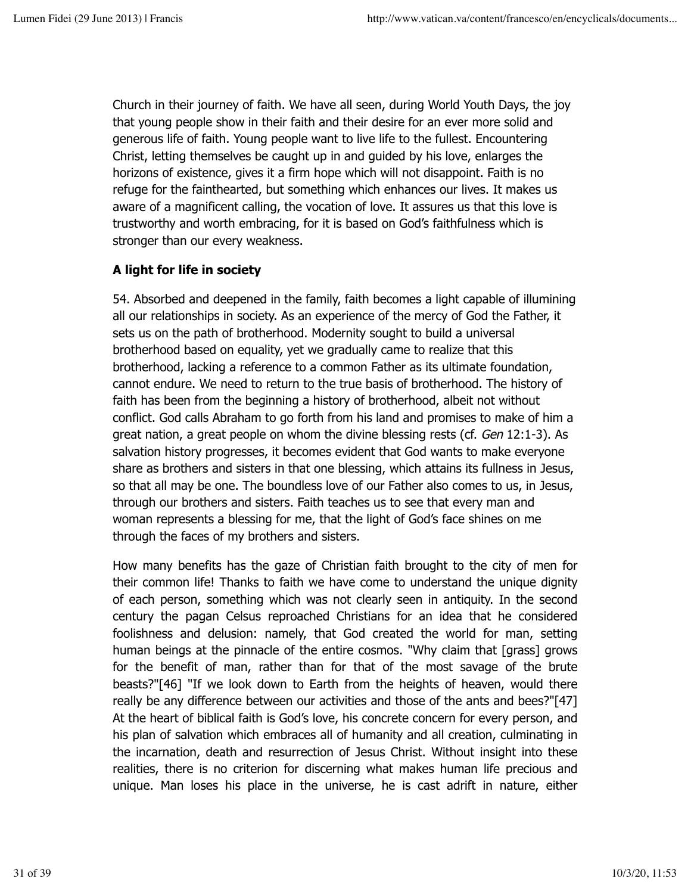Church in their journey of faith. We have all seen, during World Youth Days, the joy that young people show in their faith and their desire for an ever more solid and generous life of faith. Young people want to live life to the fullest. Encountering Christ, letting themselves be caught up in and guided by his love, enlarges the horizons of existence, gives it a firm hope which will not disappoint. Faith is no refuge for the fainthearted, but something which enhances our lives. It makes us aware of a magnificent calling, the vocation of love. It assures us that this love is trustworthy and worth embracing, for it is based on God's faithfulness which is stronger than our every weakness.

**A light for life in society**

54. Absorbed and deepened in the family, faith becomes a light capable of illumining all our relationships in society. As an experience of the mercy of God the Father, it sets us on the path of brotherhood. Modernity sought to build a universal brotherhood based on equality, yet we gradually came to realize that this brotherhood, lacking a reference to a common Father as its ultimate foundation, cannot endure. We need to return to the true basis of brotherhood. The history of faith has been from the beginning a history of brotherhood, albeit not without conflict. God calls Abraham to go forth from his land and promises to make of him a great nation, a great people on whom the divine blessing rests (cf. *Gen* 12:1-3). As salvation history progresses, it becomes evident that God wants to make everyone share as brothers and sisters in that one blessing, which attains its fullness in Jesus, so that all may be one. The boundless love of our Father also comes to us, in Jesus, through our brothers and sisters. Faith teaches us to see that every man and woman represents a blessing for me, that the light of God's face shines on me through the faces of my brothers and sisters.

How many benefits has the gaze of Christian faith brought to the city of men for their common life! Thanks to faith we have come to understand the unique dignity of each person, something which was not clearly seen in antiquity. In the second century the pagan Celsus reproached Christians for an idea that he considered foolishness and delusion: namely, that God created the world for man, setting human beings at the pinnacle of the entire cosmos. "Why claim that [grass] grows for the benefit of man, rather than for that of the most savage of the brute beasts?"[46] "If we look down to Earth from the heights of heaven, would there really be any difference between our activities and those of the ants and bees?"[47] At the heart of biblical faith is God's love, his concrete concern for every person, and his plan of salvation which embraces all of humanity and all creation, culminating in the incarnation, death and resurrection of Jesus Christ. Without insight into these realities, there is no criterion for discerning what makes human life precious and unique. Man loses his place in the universe, he is cast adrift in nature, either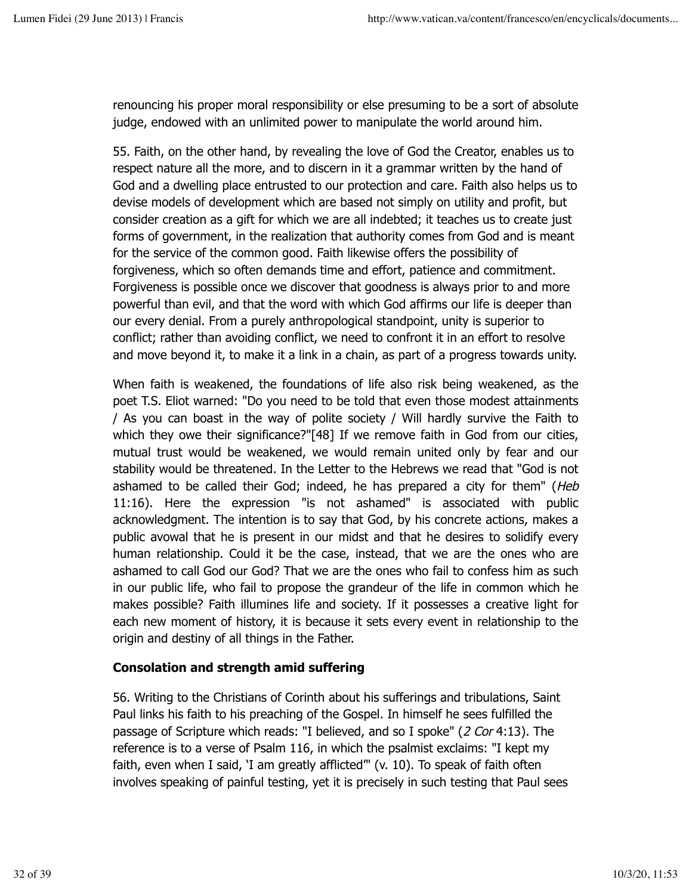renouncing his proper moral responsibility or else presuming to be a sort of absolute judge, endowed with an unlimited power to manipulate the world around him.

55. Faith, on the other hand, by revealing the love of God the Creator, enables us to respect nature all the more, and to discern in it a grammar written by the hand of God and a dwelling place entrusted to our protection and care. Faith also helps us to devise models of development which are based not simply on utility and profit, but consider creation as a gift for which we are all indebted; it teaches us to create just forms of government, in the realization that authority comes from God and is meant for the service of the common good. Faith likewise offers the possibility of forgiveness, which so often demands time and effort, patience and commitment. Forgiveness is possible once we discover that goodness is always prior to and more powerful than evil, and that the word with which God affirms our life is deeper than our every denial. From a purely anthropological standpoint, unity is superior to conflict; rather than avoiding conflict, we need to confront it in an effort to resolve and move beyond it, to make it a link in a chain, as part of a progress towards unity.

When faith is weakened, the foundations of life also risk being weakened, as the poet T.S. Eliot warned: "Do you need to be told that even those modest attainments / As you can boast in the way of polite society / Will hardly survive the Faith to which they owe their significance?"[48] If we remove faith in God from our cities, mutual trust would be weakened, we would remain united only by fear and our stability would be threatened. In the Letter to the Hebrews we read that "God is not ashamed to be called their God; indeed, he has prepared a city for them" (*Heb* 11:16). Here the expression "is not ashamed" is associated with public acknowledgment. The intention is to say that God, by his concrete actions, makes a public avowal that he is present in our midst and that he desires to solidify every human relationship. Could it be the case, instead, that we are the ones who are ashamed to call God our God? That we are the ones who fail to confess him as such in our public life, who fail to propose the grandeur of the life in common which he makes possible? Faith illumines life and society. If it possesses a creative light for each new moment of history, it is because it sets every event in relationship to the origin and destiny of all things in the Father.

**Consolation and strength amid suffering**

56. Writing to the Christians of Corinth about his sufferings and tribulations, Saint Paul links his faith to his preaching of the Gospel. In himself he sees fulfilled the passage of Scripture which reads: "I believed, and so I spoke" (*2 Cor* 4:13). The reference is to a verse of Psalm 116, in which the psalmist exclaims: "I kept my faith, even when I said, 'I am greatly afflicted'" (v. 10). To speak of faith often involves speaking of painful testing, yet it is precisely in such testing that Paul sees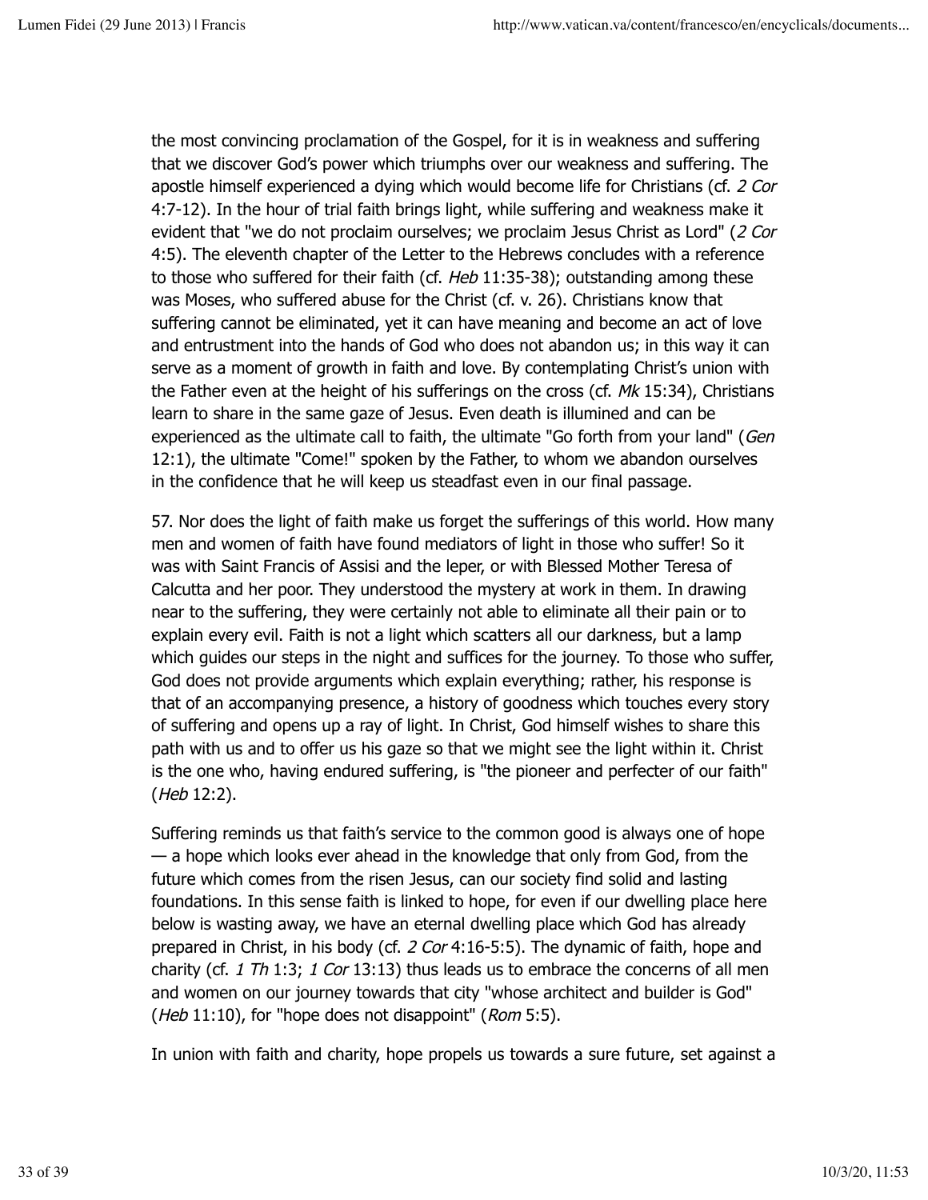the most convincing proclamation of the Gospel, for it is in weakness and suffering that we discover God's power which triumphs over our weakness and suffering. The apostle himself experienced a dying which would become life for Christians (cf. *2 Cor* 4:7-12). In the hour of trial faith brings light, while suffering and weakness make it evident that "we do not proclaim ourselves; we proclaim Jesus Christ as Lord" (*2 Cor* 4:5). The eleventh chapter of the Letter to the Hebrews concludes with a reference to those who suffered for their faith (cf. *Heb* 11:35-38); outstanding among these was Moses, who suffered abuse for the Christ (cf. v. 26). Christians know that suffering cannot be eliminated, yet it can have meaning and become an act of love and entrustment into the hands of God who does not abandon us; in this way it can serve as a moment of growth in faith and love. By contemplating Christ's union with the Father even at the height of his sufferings on the cross (cf. *Mk* 15:34), Christians learn to share in the same gaze of Jesus. Even death is illumined and can be experienced as the ultimate call to faith, the ultimate "Go forth from your land" (*Gen* 12:1), the ultimate "Come!" spoken by the Father, to whom we abandon ourselves in the confidence that he will keep us steadfast even in our final passage.

57. Nor does the light of faith make us forget the sufferings of this world. How many men and women of faith have found mediators of light in those who suffer! So it was with Saint Francis of Assisi and the leper, or with Blessed Mother Teresa of Calcutta and her poor. They understood the mystery at work in them. In drawing near to the suffering, they were certainly not able to eliminate all their pain or to explain every evil. Faith is not a light which scatters all our darkness, but a lamp which guides our steps in the night and suffices for the journey. To those who suffer, God does not provide arguments which explain everything; rather, his response is that of an accompanying presence, a history of goodness which touches every story of suffering and opens up a ray of light. In Christ, God himself wishes to share this path with us and to offer us his gaze so that we might see the light within it. Christ is the one who, having endured suffering, is "the pioneer and perfecter of our faith" (*Heb* 12:2).

Suffering reminds us that faith's service to the common good is always one of hope — a hope which looks ever ahead in the knowledge that only from God, from the future which comes from the risen Jesus, can our society find solid and lasting foundations. In this sense faith is linked to hope, for even if our dwelling place here below is wasting away, we have an eternal dwelling place which God has already prepared in Christ, in his body (cf. *2 Cor* 4:16-5:5). The dynamic of faith, hope and charity (cf. *1 Th* 1:3; *1 Cor* 13:13) thus leads us to embrace the concerns of all men and women on our journey towards that city "whose architect and builder is God" (*Heb* 11:10), for "hope does not disappoint" (*Rom* 5:5).

In union with faith and charity, hope propels us towards a sure future, set against a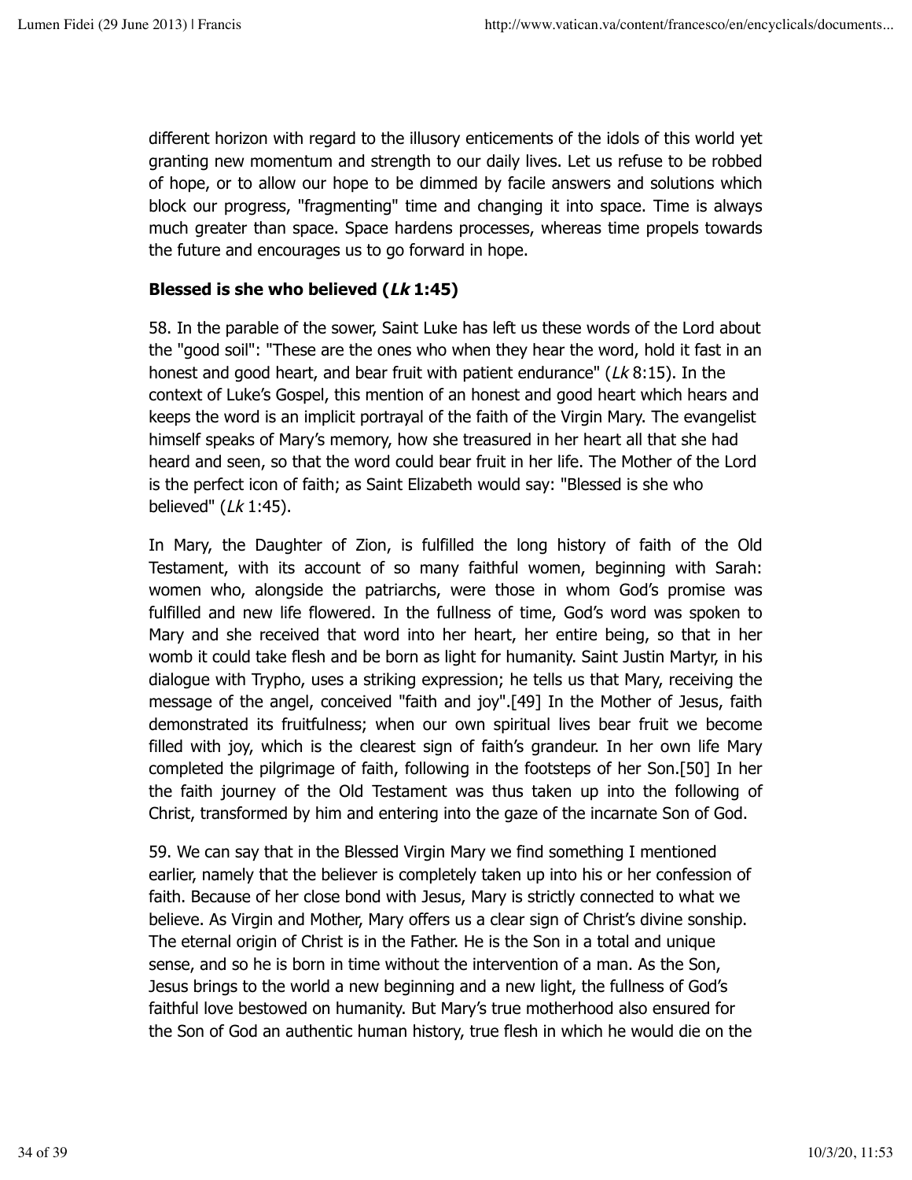different horizon with regard to the illusory enticements of the idols of this world yet granting new momentum and strength to our daily lives. Let us refuse to be robbed of hope, or to allow our hope to be dimmed by facile answers and solutions which block our progress, "fragmenting" time and changing it into space. Time is always much greater than space. Space hardens processes, whereas time propels towards the future and encourages us to go forward in hope.

### Blessed is she who believed (*Lk* 1:45)

58. In the parable of the sower, Saint Luke has left us these words of the Lord about the "good soil": "These are the ones who when they hear the word, hold it fast in an honest and good heart, and bear fruit with patient endurance" (*Lk* 8:15). In the context of Luke's Gospel, this mention of an honest and good heart which hears and keeps the word is an implicit portrayal of the faith of the Virgin Mary. The evangelist himself speaks of Mary's memory, how she treasured in her heart all that she had heard and seen, so that the word could bear fruit in her life. The Mother of the Lord is the perfect icon of faith; as Saint Elizabeth would say: "Blessed is she who believed" (*Lk* 1:45).

In Mary, the Daughter of Zion, is fulfilled the long history of faith of the Old Testament, with its account of so many faithful women, beginning with Sarah: women who, alongside the patriarchs, were those in whom God's promise was fulfilled and new life flowered. In the fullness of time, God's word was spoken to Mary and she received that word into her heart, her entire being, so that in her womb it could take flesh and be born as light for humanity. Saint Justin Martyr, in his dialogue with Trypho, uses a striking expression; he tells us that Mary, receiving the message of the angel, conceived "faith and joy".[49] In the Mother of Jesus, faith demonstrated its fruitfulness; when our own spiritual lives bear fruit we become filled with joy, which is the clearest sign of faith's grandeur. In her own life Mary completed the pilgrimage of faith, following in the footsteps of her Son.[50] In her the faith journey of the Old Testament was thus taken up into the following of Christ, transformed by him and entering into the gaze of the incarnate Son of God.

59. We can say that in the Blessed Virgin Mary we find something I mentioned earlier, namely that the believer is completely taken up into his or her confession of faith. Because of her close bond with Jesus, Mary is strictly connected to what we believe. As Virgin and Mother, Mary offers us a clear sign of Christ's divine sonship. The eternal origin of Christ is in the Father. He is the Son in a total and unique sense, and so he is born in time without the intervention of a man. As the Son, Jesus brings to the world a new beginning and a new light, the fullness of God's faithful love bestowed on humanity. But Mary's true motherhood also ensured for the Son of God an authentic human history, true flesh in which he would die on the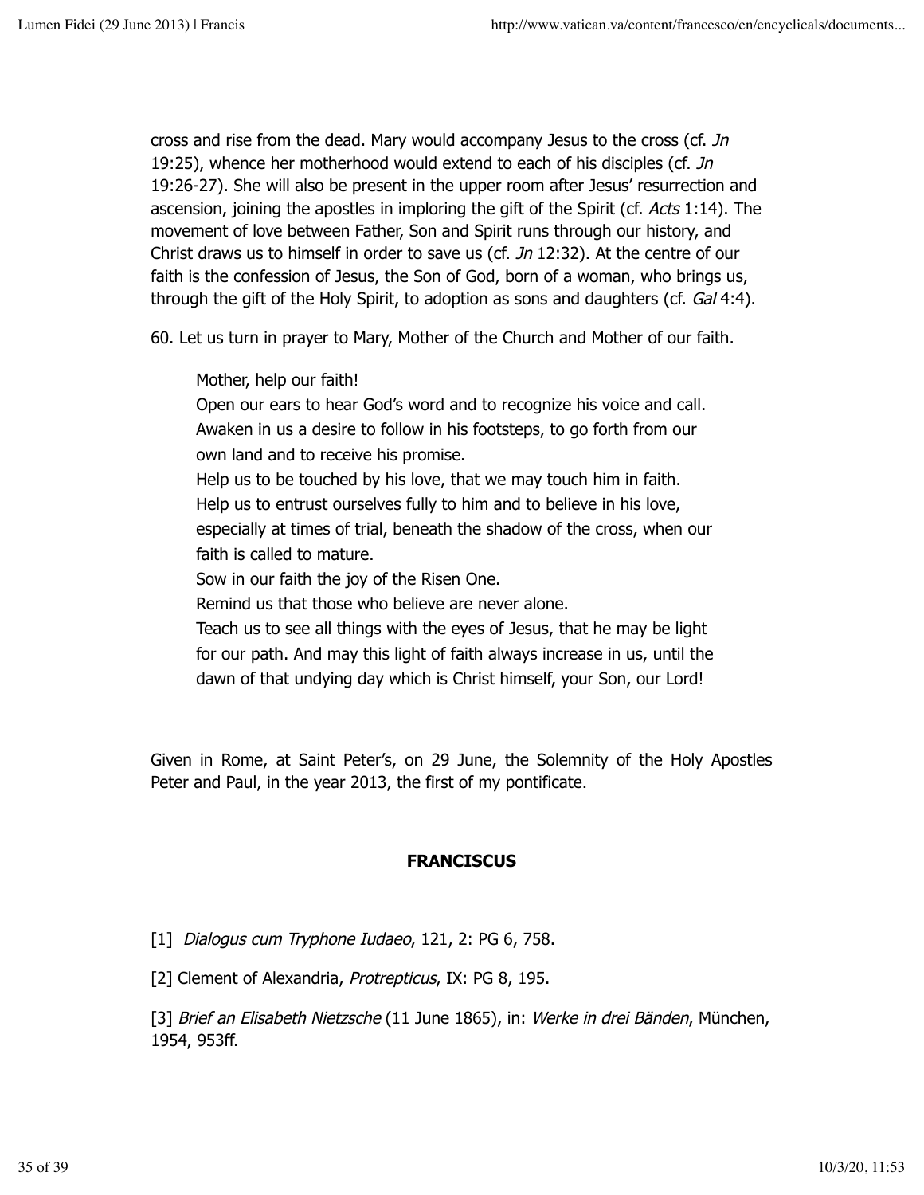cross and rise from the dead. Mary would accompany Jesus to the cross (cf. *Jn* 19:25), whence her motherhood would extend to each of his disciples (cf. *Jn* 19:26-27). She will also be present in the upper room after Jesus' resurrection and ascension, joining the apostles in imploring the gift of the Spirit (cf. *Acts* 1:14). The movement of love between Father, Son and Spirit runs through our history, and Christ draws us to himself in order to save us (cf. *Jn* 12:32). At the centre of our faith is the confession of Jesus, the Son of God, born of a woman, who brings us, through the gift of the Holy Spirit, to adoption as sons and daughters (cf. *Gal* 4:4).

60. Let us turn in prayer to Mary, Mother of the Church and Mother of our faith.

> Mother, help our faith!
> Open our ears to hear God's word and to recognize his voice and call.
> Awaken in us a desire to follow in his footsteps, to go forth from our own land and to receive his promise.
> Help us to be touched by his love, that we may touch him in faith.
> Help us to entrust ourselves fully to him and to believe in his love, especially at times of trial, beneath the shadow of the cross, when our faith is called to mature.
> Sow in our faith the joy of the Risen One.
> Remind us that those who believe are never alone.
> Teach us to see all things with the eyes of Jesus, that he may be light for our path. And may this light of faith always increase in us, until the dawn of that undying day which is Christ himself, your Son, our Lord!

Given in Rome, at Saint Peter's, on 29 June, the Solemnity of the Holy Apostles Peter and Paul, in the year 2013, the first of my pontificate.

**FRANCISCUS**

[1] *Dialogus cum Tryphone Iudaeo*, 121, 2: PG 6, 758.

[2] Clement of Alexandria, *Protrepticus*, IX: PG 8, 195.

[3] *Brief an Elisabeth Nietzsche* (11 June 1865), in: *Werke in drei Bänden*, München, 1954, 953ff.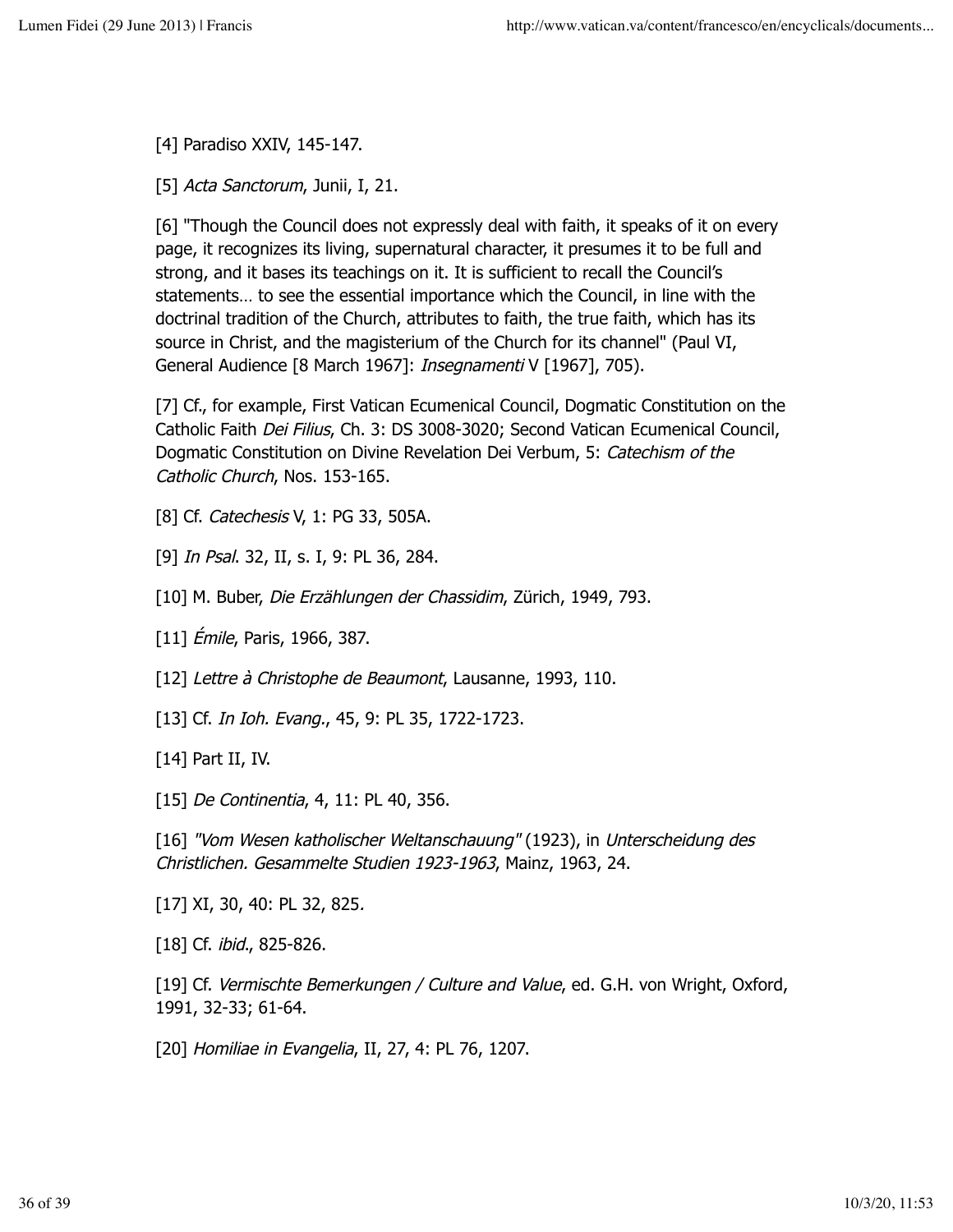[4] Paradiso XXIV, 145-147.

[5] *Acta Sanctorum*, Junii, I, 21.

[6] "Though the Council does not expressly deal with faith, it speaks of it on every page, it recognizes its living, supernatural character, it presumes it to be full and strong, and it bases its teachings on it. It is sufficient to recall the Council's statements… to see the essential importance which the Council, in line with the doctrinal tradition of the Church, attributes to faith, the true faith, which has its source in Christ, and the magisterium of the Church for its channel" (Paul VI, General Audience [8 March 1967]: *Insegnamenti* V [1967], 705).

[7] Cf., for example, First Vatican Ecumenical Council, Dogmatic Constitution on the Catholic Faith *Dei Filius*, Ch. 3: DS 3008-3020; Second Vatican Ecumenical Council, Dogmatic Constitution on Divine Revelation Dei Verbum, 5: *Catechism of the Catholic Church*, Nos. 153-165.

[8] Cf. *Catechesis* V, 1: PG 33, 505A.

[9] *In Psal*. 32, II, s. I, 9: PL 36, 284.

[10] M. Buber, *Die Erzählungen der Chassidim*, Zürich, 1949, 793.

[11] *Émile*, Paris, 1966, 387.

[12] *Lettre à Christophe de Beaumont*, Lausanne, 1993, 110.

[13] Cf. *In Ioh. Evang.*, 45, 9: PL 35, 1722-1723.

[14] Part II, IV.

[15] *De Continentia*, 4, 11: PL 40, 356.

[16] *"Vom Wesen katholischer Weltanschauung"* (1923), in *Unterscheidung des Christlichen. Gesammelte Studien 1923-1963*, Mainz, 1963, 24.

[17] XI, 30, 40: PL 32, 825.

[18] Cf. *ibid*., 825-826.

[19] Cf. *Vermischte Bemerkungen / Culture and Value*, ed. G.H. von Wright, Oxford, 1991, 32-33; 61-64.

[20] *Homiliae in Evangelia*, II, 27, 4: PL 76, 1207.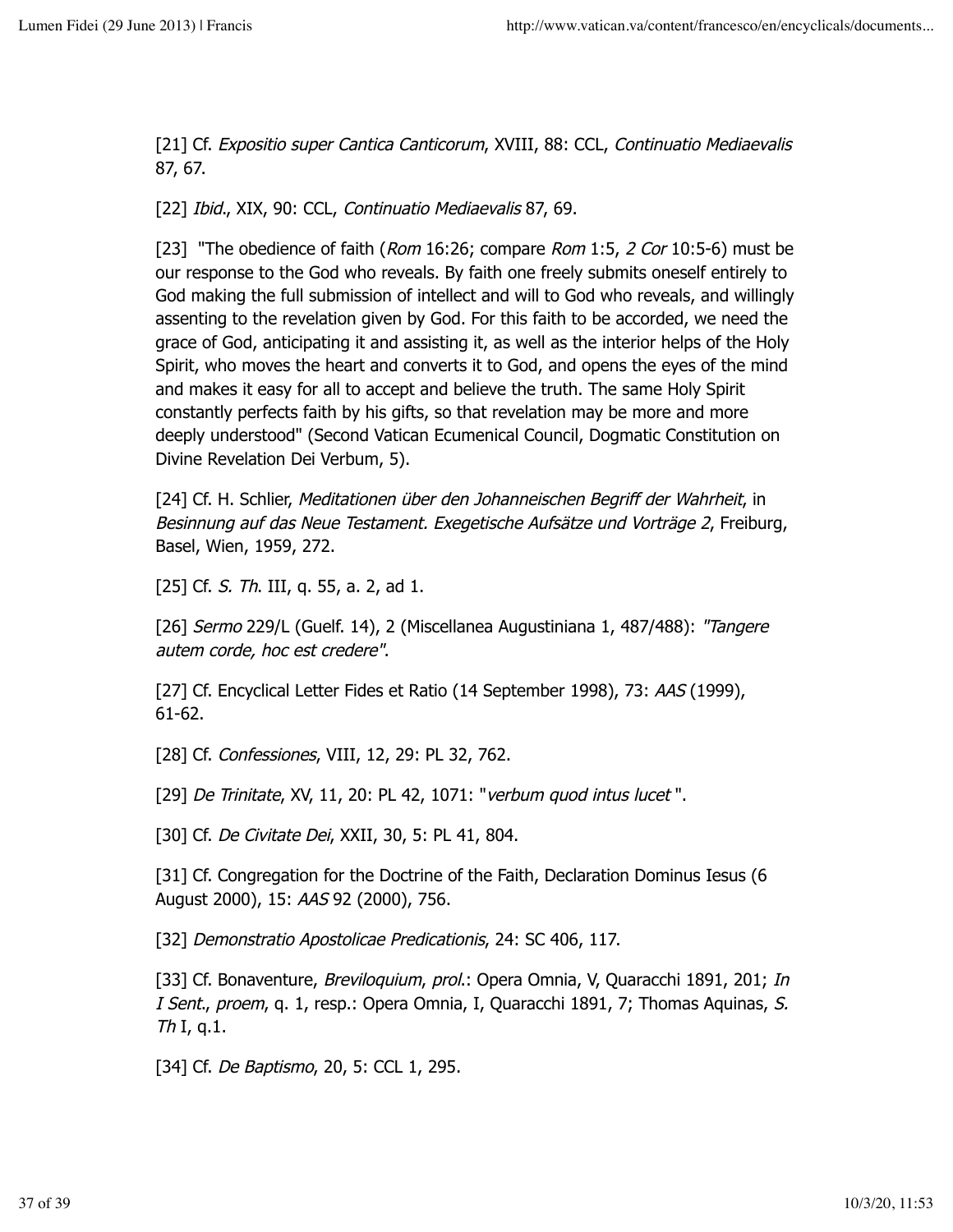[21] Cf. *Expositio super Cantica Canticorum*, XVIII, 88: CCL, *Continuatio Mediaevalis* 87, 67.

[22] *Ibid*., XIX, 90: CCL, *Continuatio Mediaevalis* 87, 69.

[23] "The obedience of faith (*Rom* 16:26; compare *Rom* 1:5, *2 Cor* 10:5-6) must be our response to the God who reveals. By faith one freely submits oneself entirely to God making the full submission of intellect and will to God who reveals, and willingly assenting to the revelation given by God. For this faith to be accorded, we need the grace of God, anticipating it and assisting it, as well as the interior helps of the Holy Spirit, who moves the heart and converts it to God, and opens the eyes of the mind and makes it easy for all to accept and believe the truth. The same Holy Spirit constantly perfects faith by his gifts, so that revelation may be more and more deeply understood" (Second Vatican Ecumenical Council, Dogmatic Constitution on Divine Revelation Dei Verbum, 5).

[24] Cf. H. Schlier, *Meditationen über den Johanneischen Begriff der Wahrheit*, in *Besinnung auf das Neue Testament. Exegetische Aufsätze und Vorträge 2*, Freiburg, Basel, Wien, 1959, 272.

[25] Cf. *S. Th*. III, q. 55, a. 2, ad 1.

[26] *Sermo* 229/L (Guelf. 14), 2 (Miscellanea Augustiniana 1, 487/488): *"Tangere autem corde, hoc est credere"*.

[27] Cf. Encyclical Letter Fides et Ratio (14 September 1998), 73: *AAS* (1999), 61-62.

[28] Cf. *Confessiones*, VIII, 12, 29: PL 32, 762.

[29] *De Trinitate*, XV, 11, 20: PL 42, 1071: "*verbum quod intus lucet* ".

[30] Cf. *De Civitate Dei*, XXII, 30, 5: PL 41, 804.

[31] Cf. Congregation for the Doctrine of the Faith, Declaration Dominus Iesus (6 August 2000), 15: *AAS* 92 (2000), 756.

[32] *Demonstratio Apostolicae Predicationis*, 24: SC 406, 117.

[33] Cf. Bonaventure, *Breviloquium*, *prol*.: Opera Omnia, V, Quaracchi 1891, 201; *In I Sent*., *proem*, q. 1, resp.: Opera Omnia, I, Quaracchi 1891, 7; Thomas Aquinas, *S. Th* I, q.1.

[34] Cf. *De Baptismo*, 20, 5: CCL 1, 295.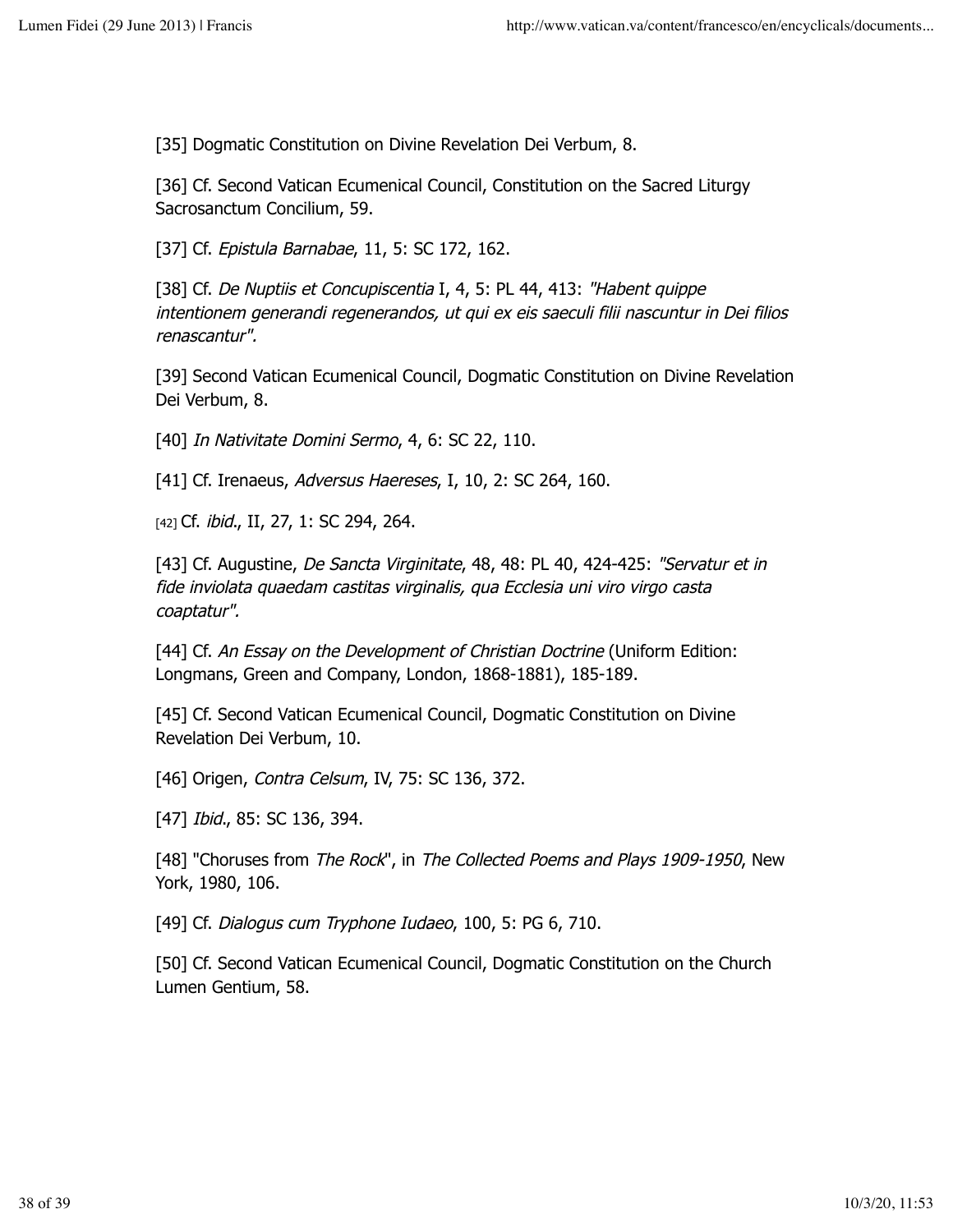[35] Dogmatic Constitution on Divine Revelation Dei Verbum, 8.

[36] Cf. Second Vatican Ecumenical Council, Constitution on the Sacred Liturgy Sacrosanctum Concilium, 59.

[37] Cf. *Epistula Barnabae*, 11, 5: SC 172, 162.

[38] Cf. *De Nuptiis et Concupiscentia* I, 4, 5: PL 44, 413: *"Habent quippe intentionem generandi regenerandos, ut qui ex eis saeculi filii nascuntur in Dei filios renascantur".*

[39] Second Vatican Ecumenical Council, Dogmatic Constitution on Divine Revelation Dei Verbum, 8.

[40] *In Nativitate Domini Sermo*, 4, 6: SC 22, 110.

[41] Cf. Irenaeus, *Adversus Haereses*, I, 10, 2: SC 264, 160.

[42] Cf. *ibid.*, II, 27, 1: SC 294, 264.

[43] Cf. Augustine, *De Sancta Virginitate*, 48, 48: PL 40, 424-425: *"Servatur et in fide inviolata quaedam castitas virginalis, qua Ecclesia uni viro virgo casta coaptatur".*

[44] Cf. *An Essay on the Development of Christian Doctrine* (Uniform Edition: Longmans, Green and Company, London, 1868-1881), 185-189.

[45] Cf. Second Vatican Ecumenical Council, Dogmatic Constitution on Divine Revelation Dei Verbum, 10.

[46] Origen, *Contra Celsum*, IV, 75: SC 136, 372.

[47] *Ibid.*, 85: SC 136, 394.

[48] "Choruses from *The Rock*", in *The Collected Poems and Plays 1909-1950*, New York, 1980, 106.

[49] Cf. *Dialogus cum Tryphone Iudaeo*, 100, 5: PG 6, 710.

[50] Cf. Second Vatican Ecumenical Council, Dogmatic Constitution on the Church Lumen Gentium, 58.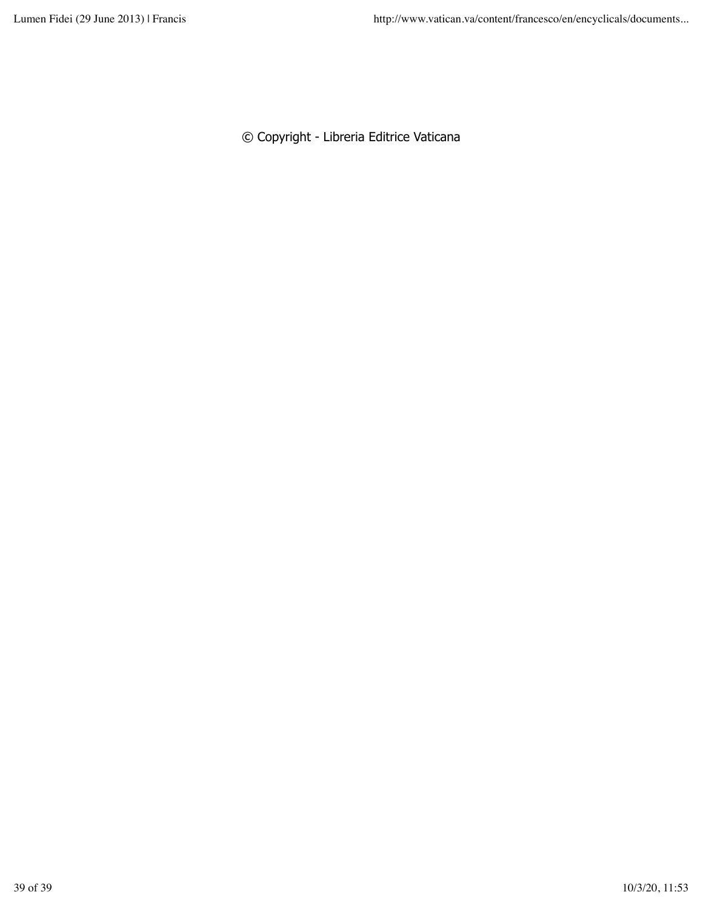© Copyright - Libreria Editrice Vaticana